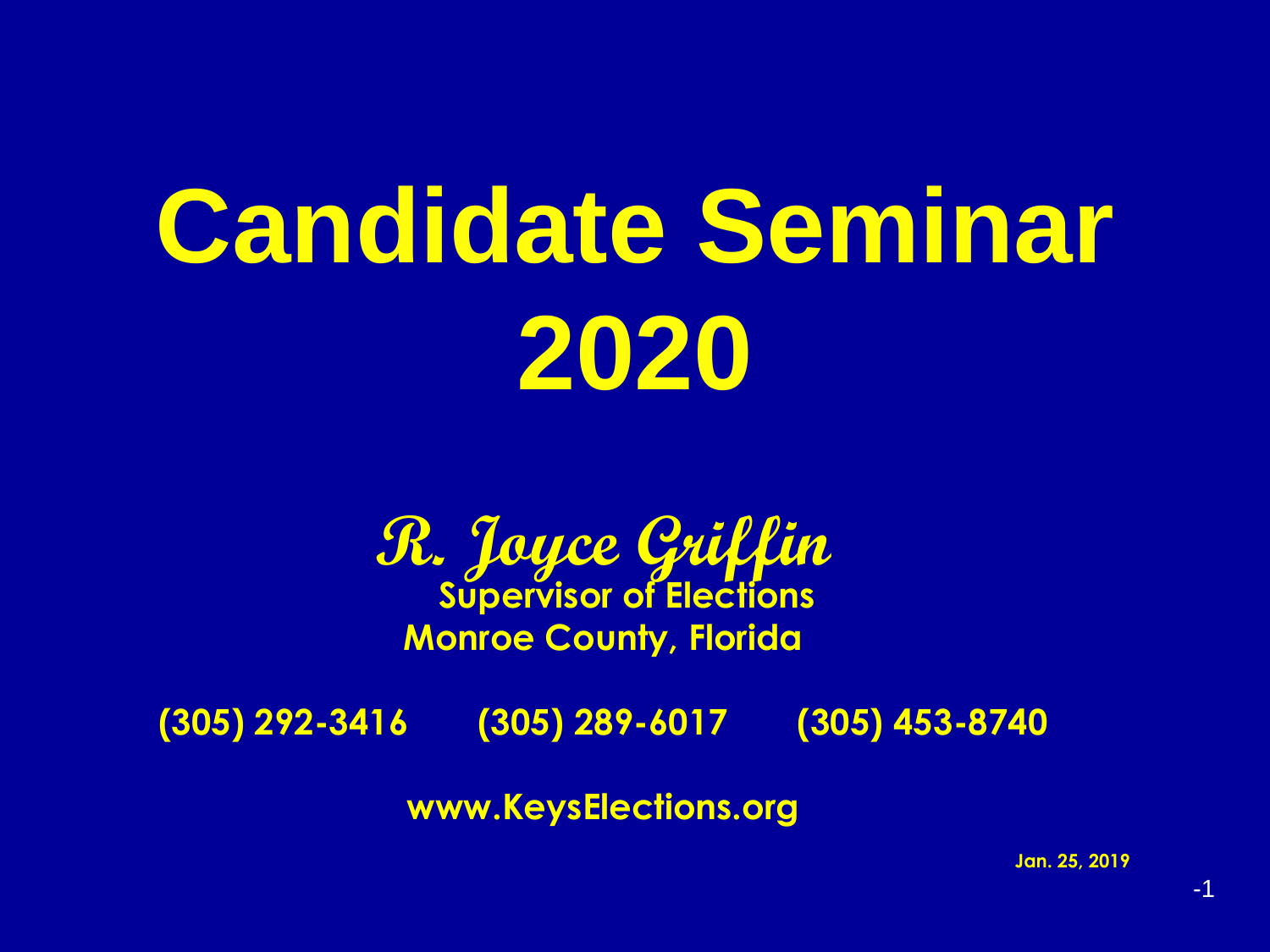# Candidate Seminar 2020

***R. Joyce Griffin***

**Supervisor of Elections**

**Monroe County, Florida**

**(305) 292-3416 (305) 289-6017 (305) 453-8740**

**www.KeysElections.org**

**Jan. 25, 2019**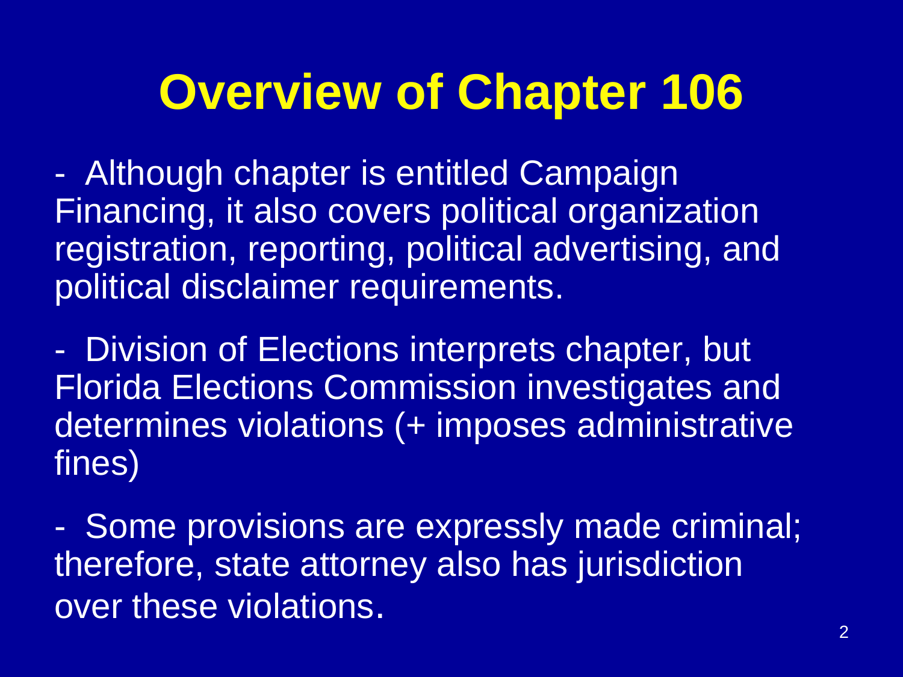# Overview of Chapter 106

- Although chapter is entitled Campaign Financing, it also covers political organization registration, reporting, political advertising, and political disclaimer requirements.

- Division of Elections interprets chapter, but Florida Elections Commission investigates and determines violations (+ imposes administrative fines)

- Some provisions are expressly made criminal; therefore, state attorney also has jurisdiction over these violations.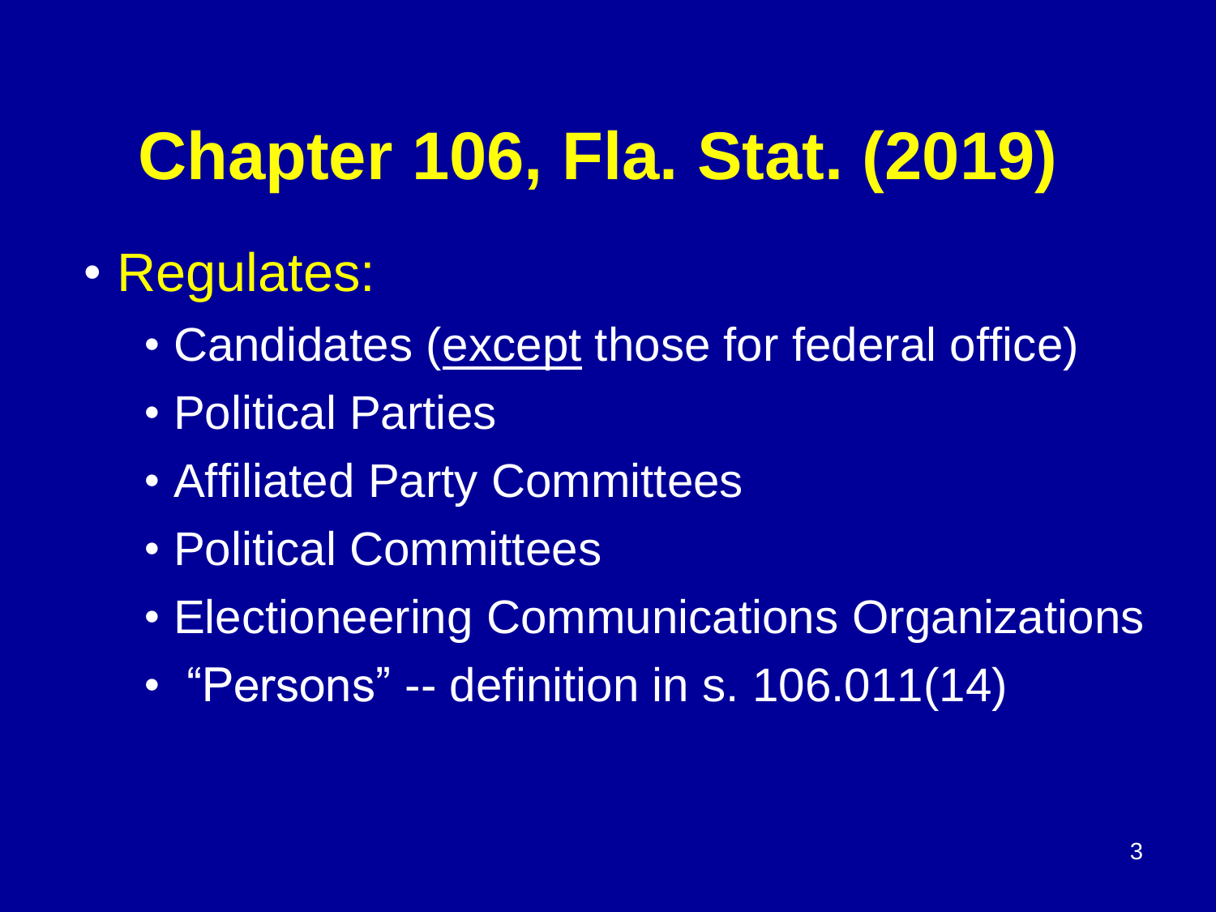# Chapter 106, Fla. Stat. (2019)

- Regulates:
  - Candidates (<u>except</u> those for federal office)
  - Political Parties
  - Affiliated Party Committees
  - Political Committees
  - Electioneering Communications Organizations
  - "Persons" -- definition in s. 106.011(14)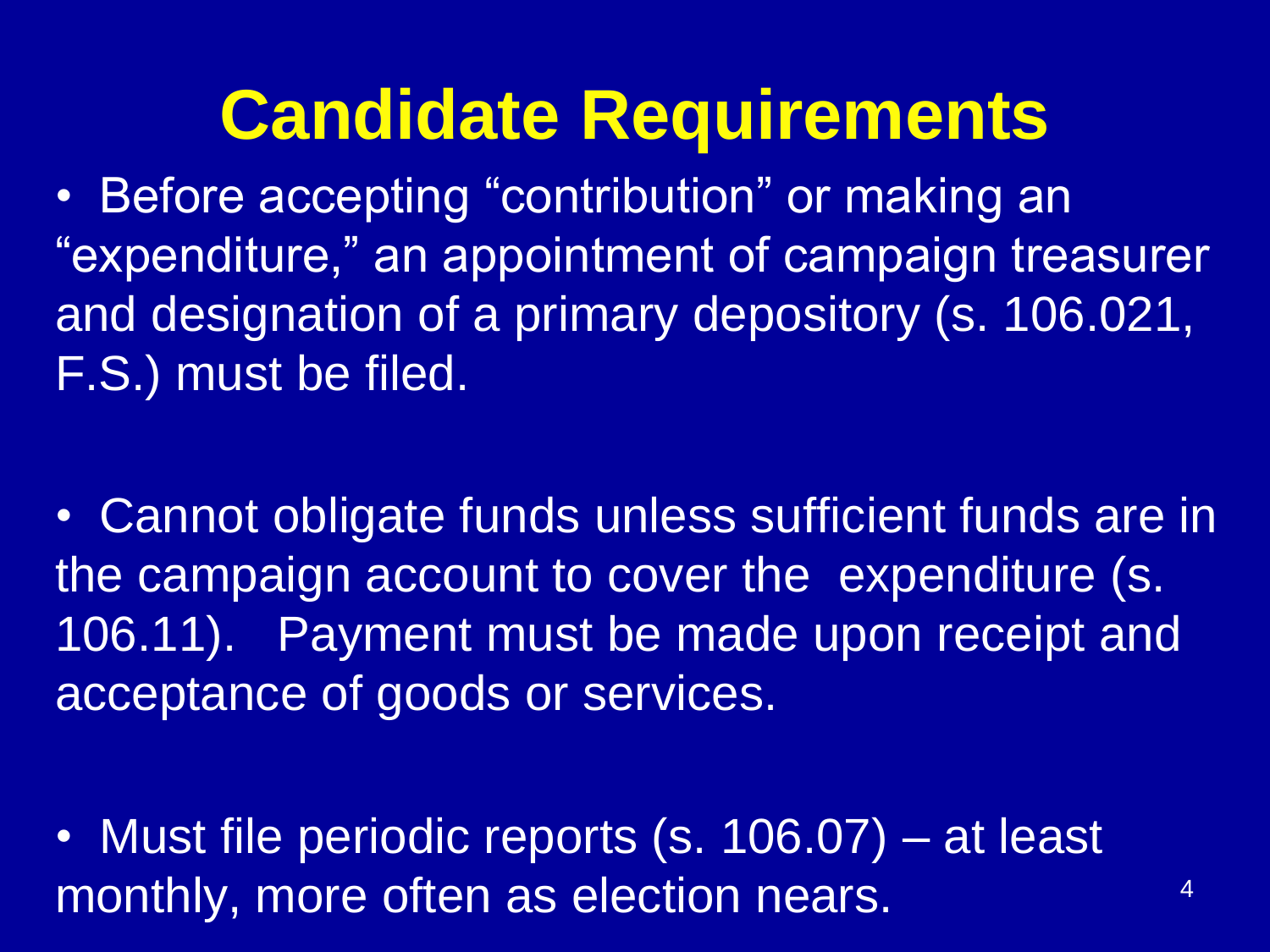# Candidate Requirements

- Before accepting "contribution" or making an "expenditure," an appointment of campaign treasurer and designation of a primary depository (s. 106.021, F.S.) must be filed.

- Cannot obligate funds unless sufficient funds are in the campaign account to cover the expenditure (s. 106.11). Payment must be made upon receipt and acceptance of goods or services.

- Must file periodic reports (s. 106.07) – at least monthly, more often as election nears.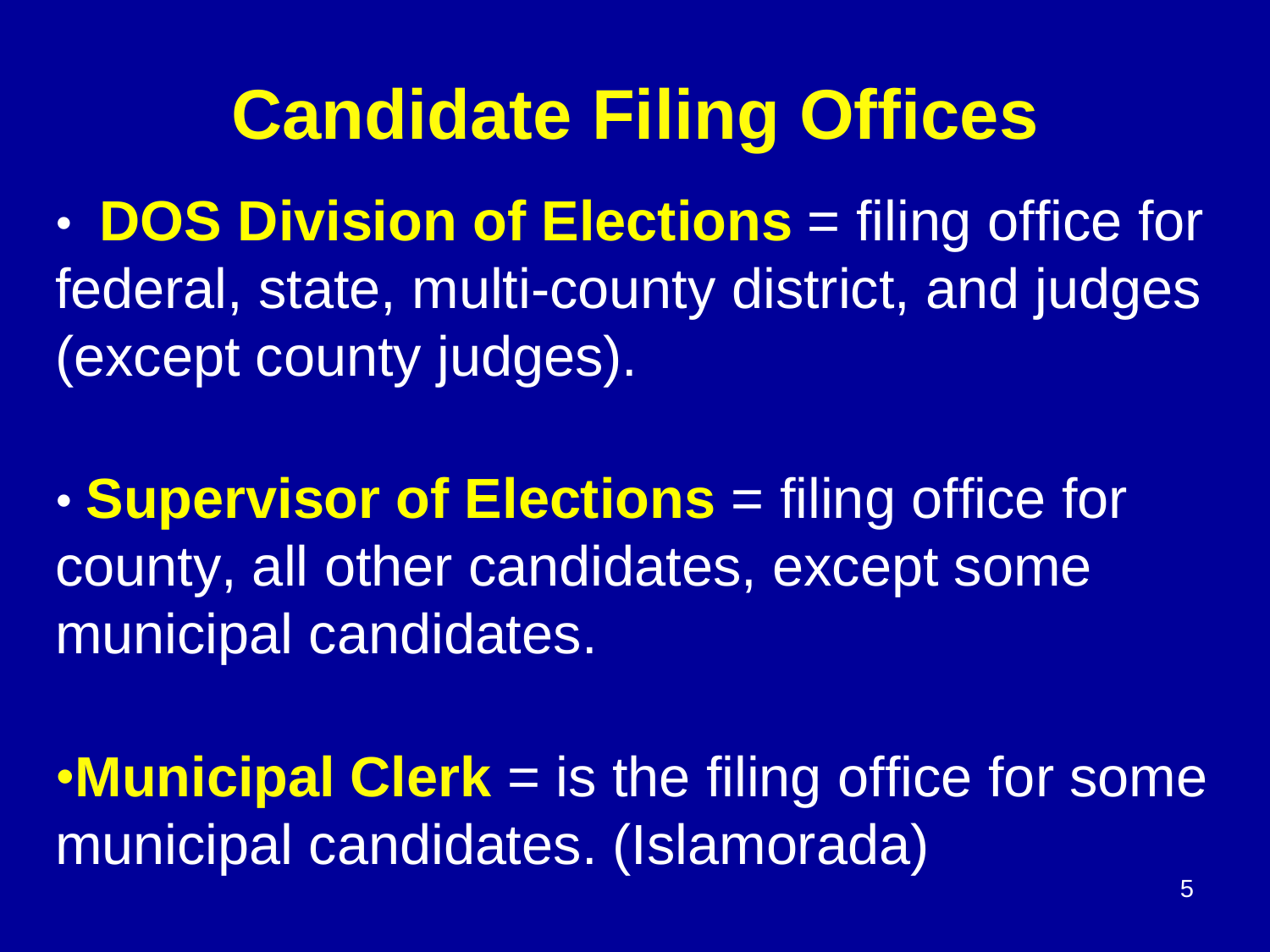# Candidate Filing Offices

- **DOS Division of Elections** = filing office for federal, state, multi-county district, and judges (except county judges).

- **Supervisor of Elections** = filing office for county, all other candidates, except some municipal candidates.

- **Municipal Clerk** = is the filing office for some municipal candidates. (Islamorada)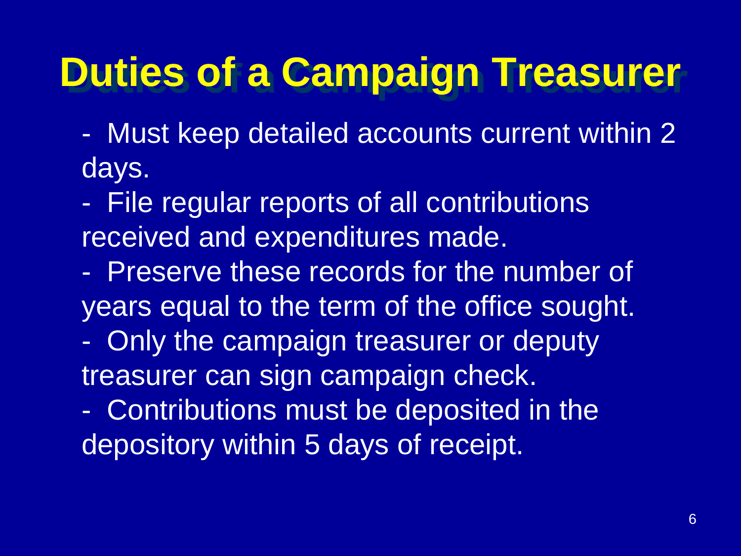# Duties of a Campaign Treasurer

- Must keep detailed accounts current within 2 days.
- File regular reports of all contributions received and expenditures made.
- Preserve these records for the number of years equal to the term of the office sought.
- Only the campaign treasurer or deputy treasurer can sign campaign check.
- Contributions must be deposited in the depository within 5 days of receipt.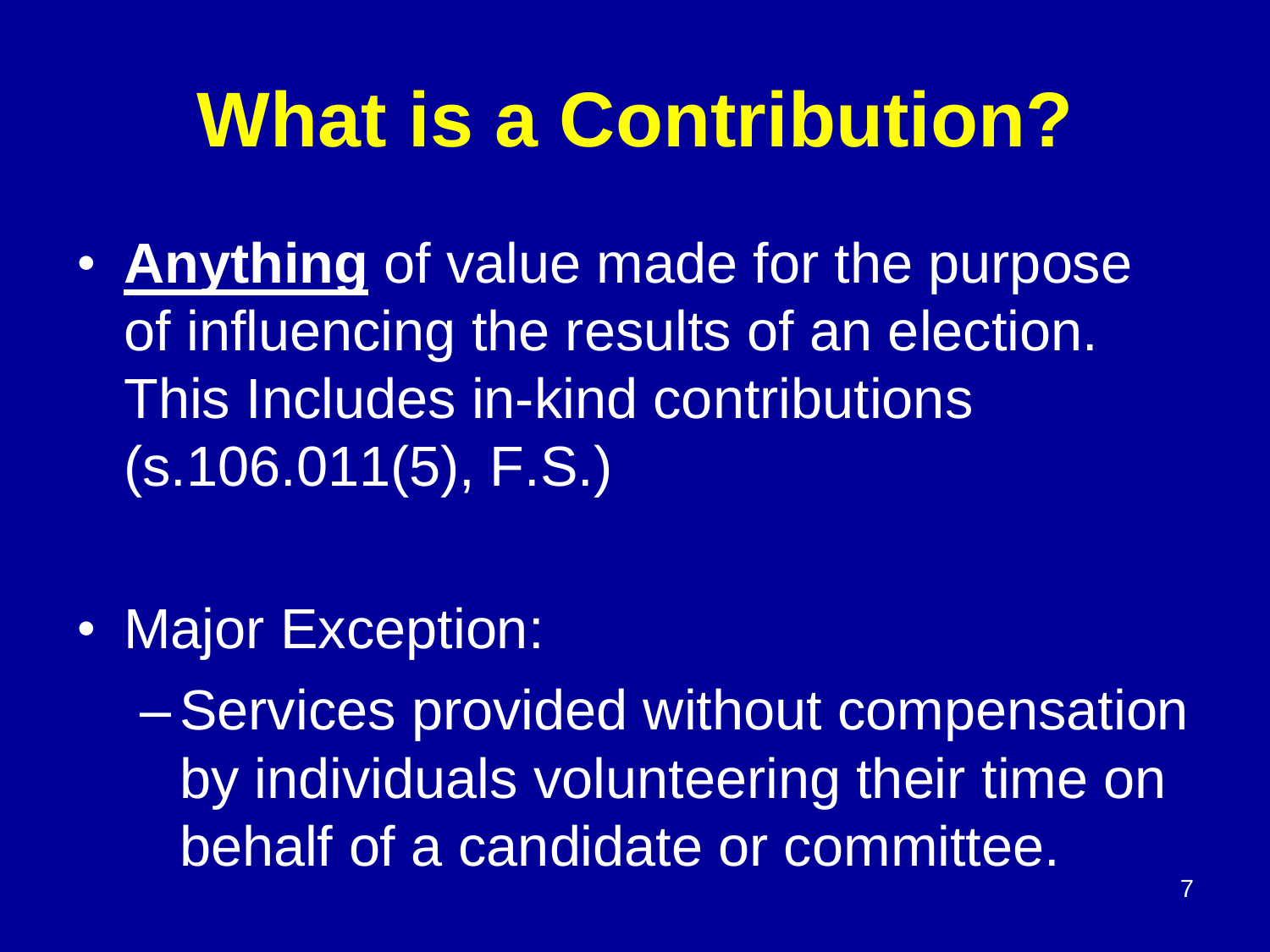# What is a Contribution?

- **<u>Anything</u>** of value made for the purpose of influencing the results of an election. This Includes in-kind contributions (s.106.011(5), F.S.)

- Major Exception:
  - Services provided without compensation by individuals volunteering their time on behalf of a candidate or committee.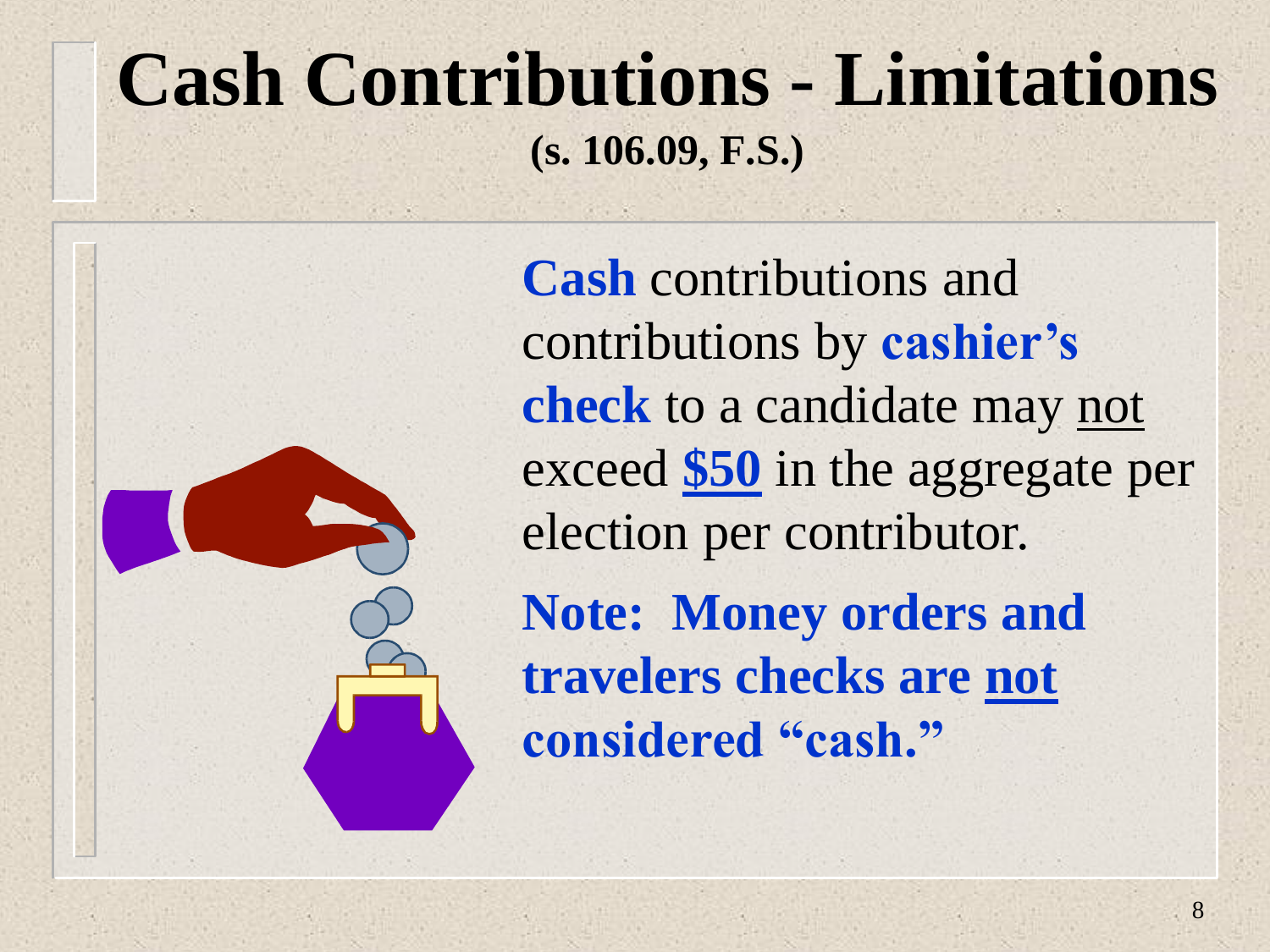# Cash Contributions - Limitations

**(s. 106.09, F.S.)**

**Cash** contributions and contributions by **cashier's check** to a candidate may not exceed **$50** in the aggregate per election per contributor.

**Note: Money orders and travelers checks are not considered "cash."**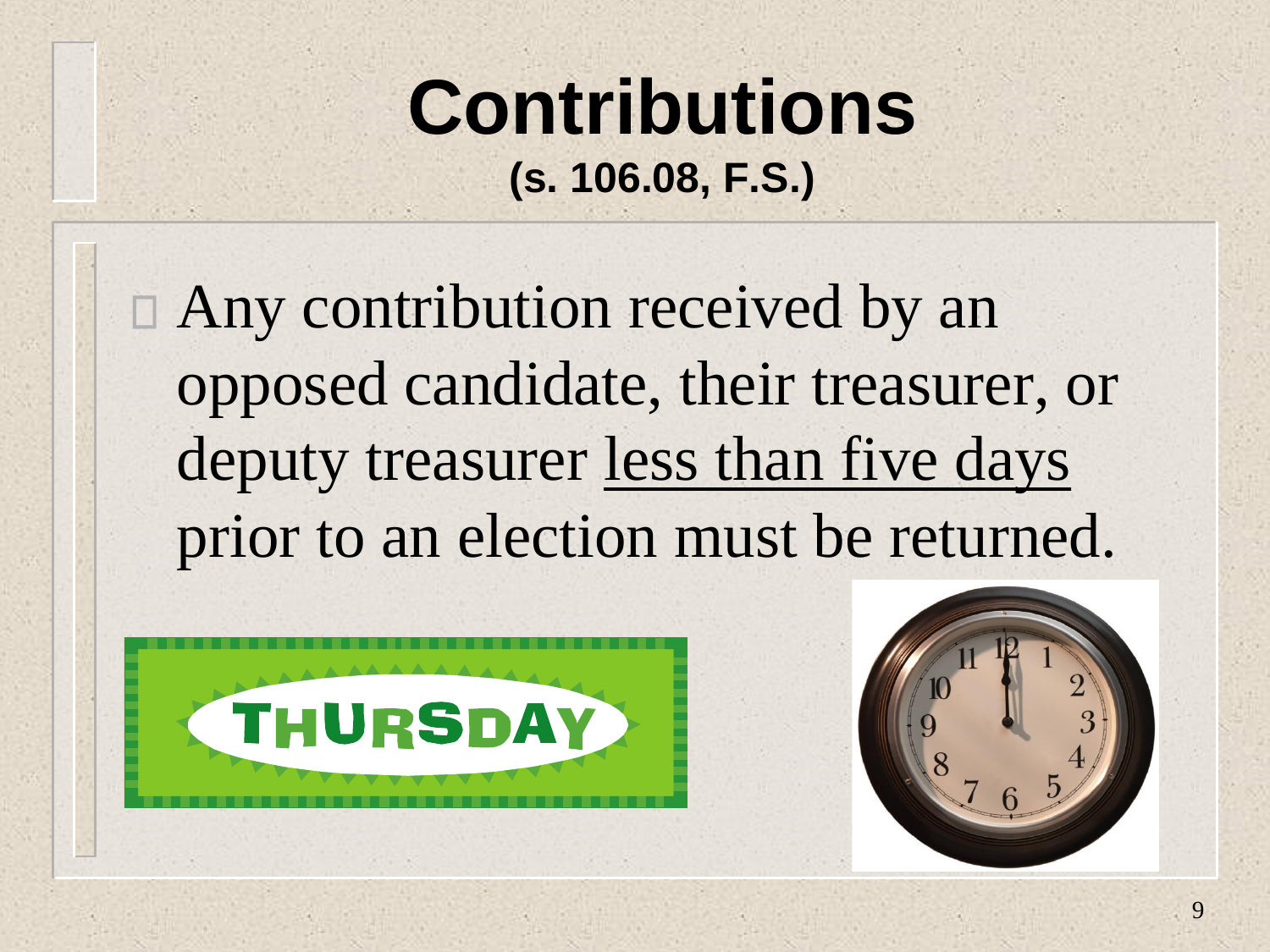# Contributions

**(s. 106.08, F.S.)**

- Any contribution received by an opposed candidate, their treasurer, or deputy treasurer <u>less than five days</u> prior to an election must be returned.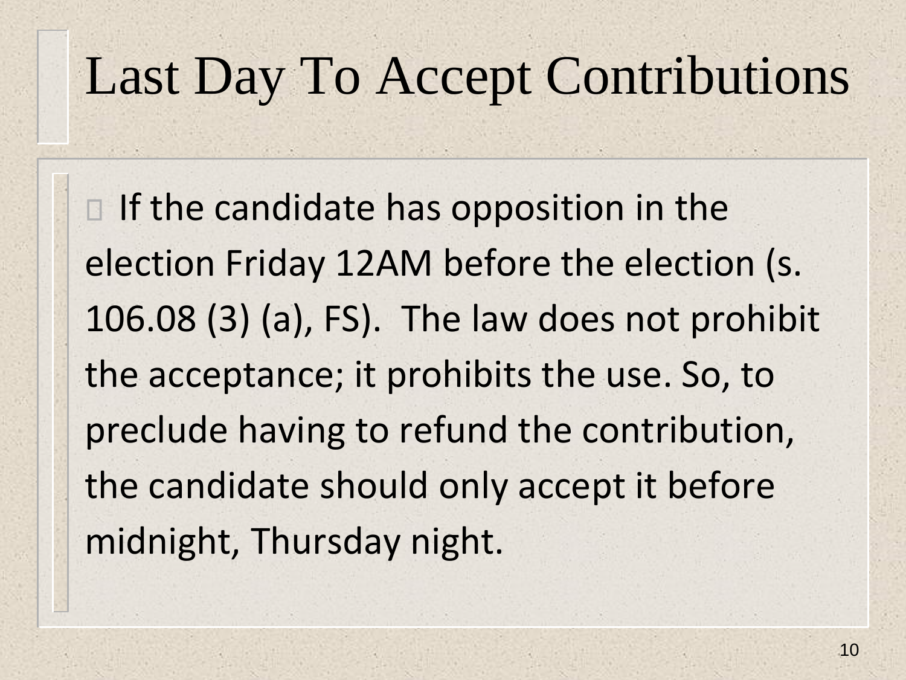# Last Day To Accept Contributions

- If the candidate has opposition in the election Friday 12AM before the election (s. 106.08 (3) (a), FS). The law does not prohibit the acceptance; it prohibits the use. So, to preclude having to refund the contribution, the candidate should only accept it before midnight, Thursday night.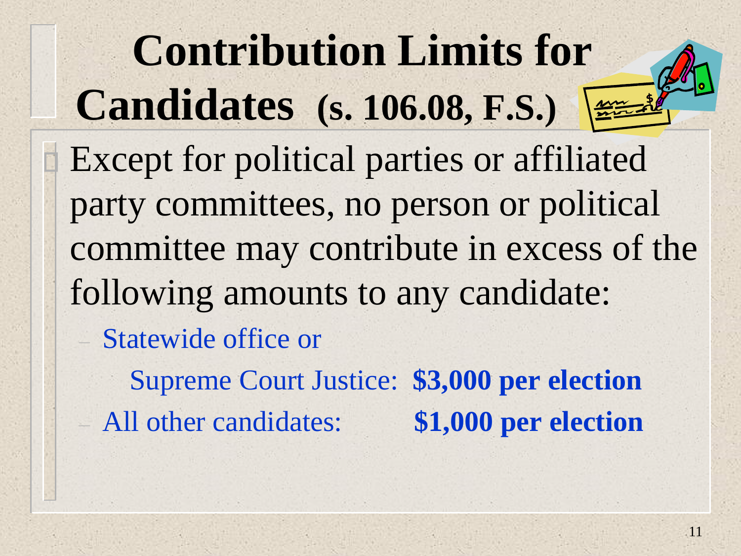# Contribution Limits for Candidates (s. 106.08, F.S.)

- Except for political parties or affiliated party committees, no person or political committee may contribute in excess of the following amounts to any candidate:
  - Statewide office or Supreme Court Justice: **$3,000 per election**
  - All other candidates: **$1,000 per election**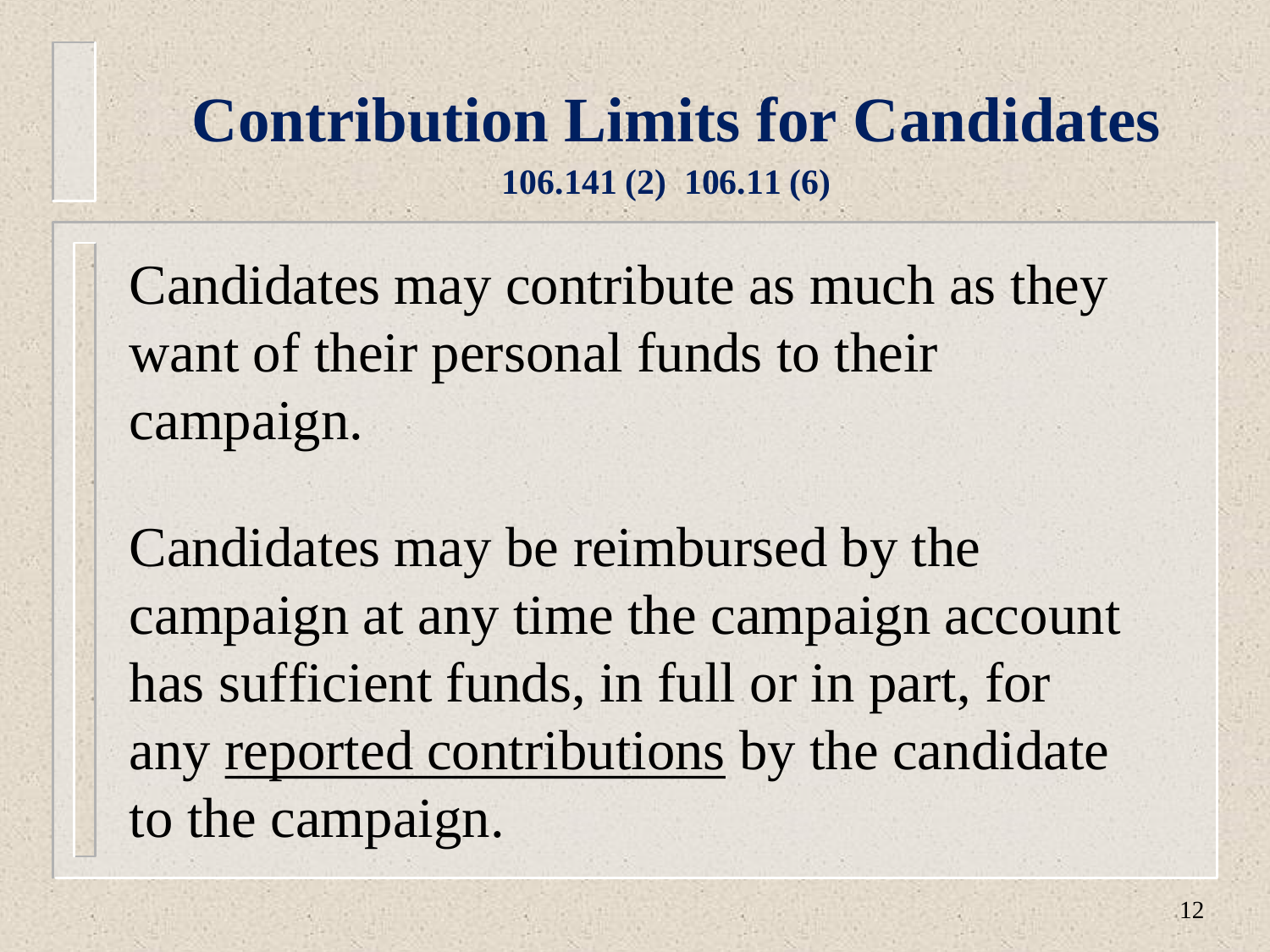# Contribution Limits for Candidates

**106.141 (2) 106.11 (6)**

Candidates may contribute as much as they want of their personal funds to their campaign.

Candidates may be reimbursed by the campaign at any time the campaign account has sufficient funds, in full or in part, for any <u>reported contributions</u> by the candidate to the campaign.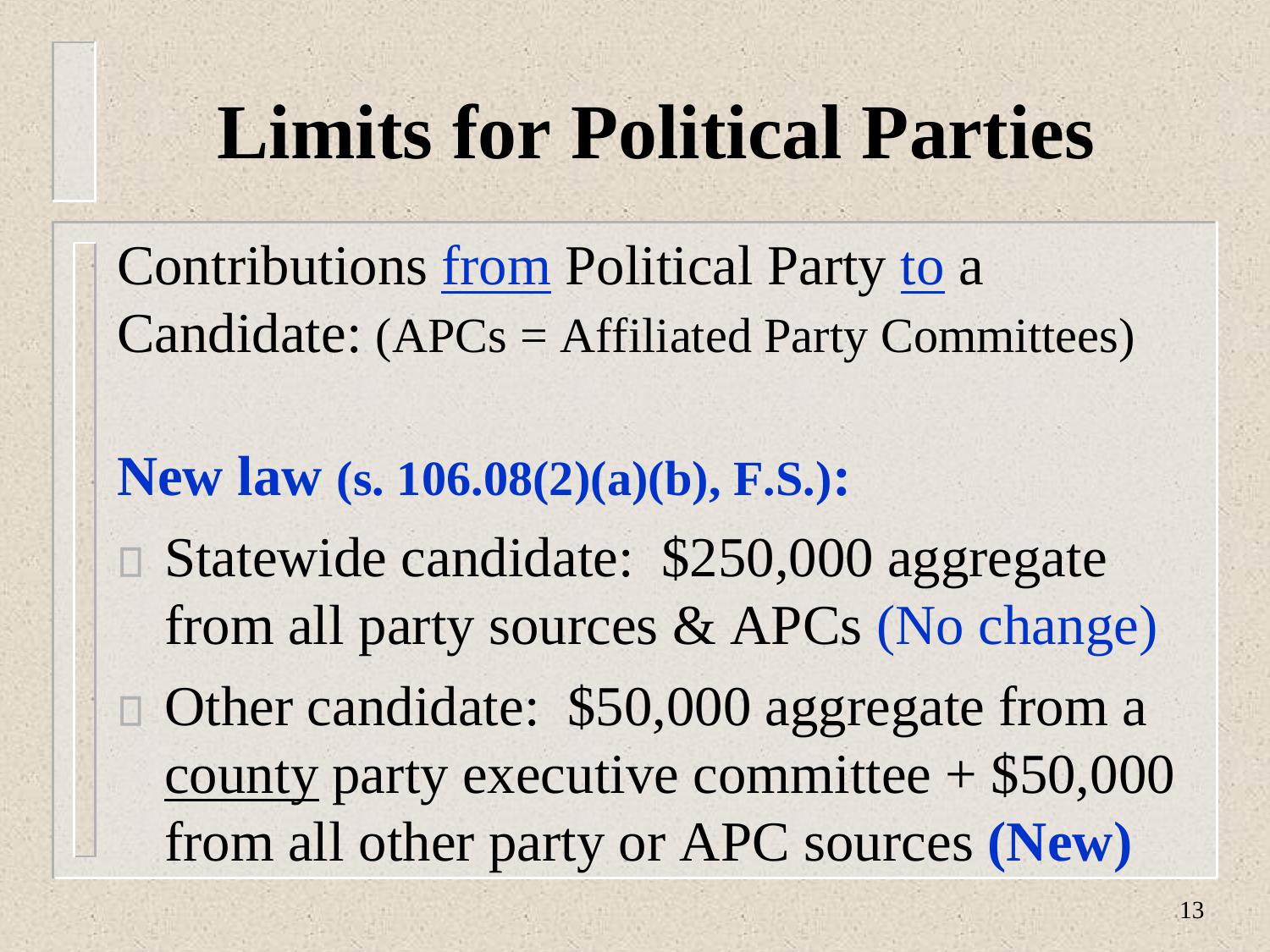# Limits for Political Parties

Contributions from Political Party to a Candidate: (APCs = Affiliated Party Committees)

**New law (s. 106.08(2)(a)(b), F.S.):**

- Statewide candidate: $250,000 aggregate from all party sources & APCs (No change)
- Other candidate: $50,000 aggregate from a county party executive committee + $50,000 from all other party or APC sources **(New)**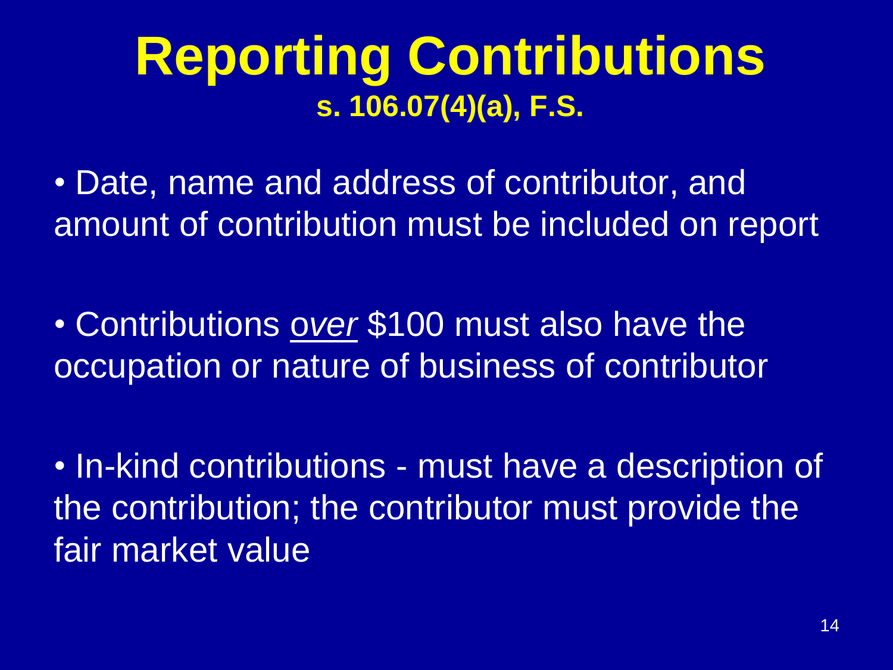# Reporting Contributions

**s. 106.07(4)(a), F.S.**

- Date, name and address of contributor, and amount of contribution must be included on report

- Contributions *over* $100 must also have the occupation or nature of business of contributor

- In-kind contributions - must have a description of the contribution; the contributor must provide the fair market value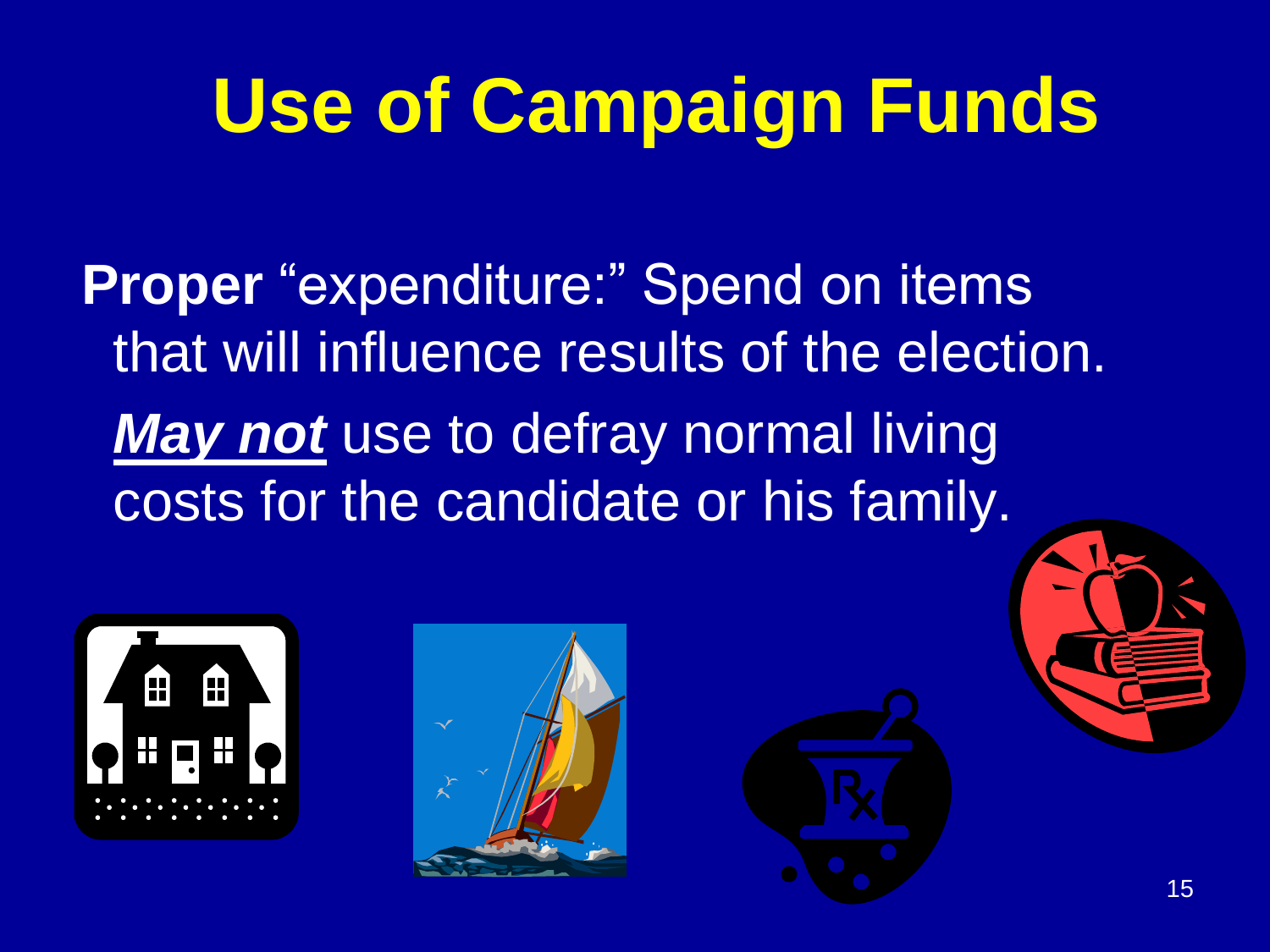# Use of Campaign Funds

**Proper** "expenditure:" Spend on items that will influence results of the election.

***May not*** use to defray normal living costs for the candidate or his family.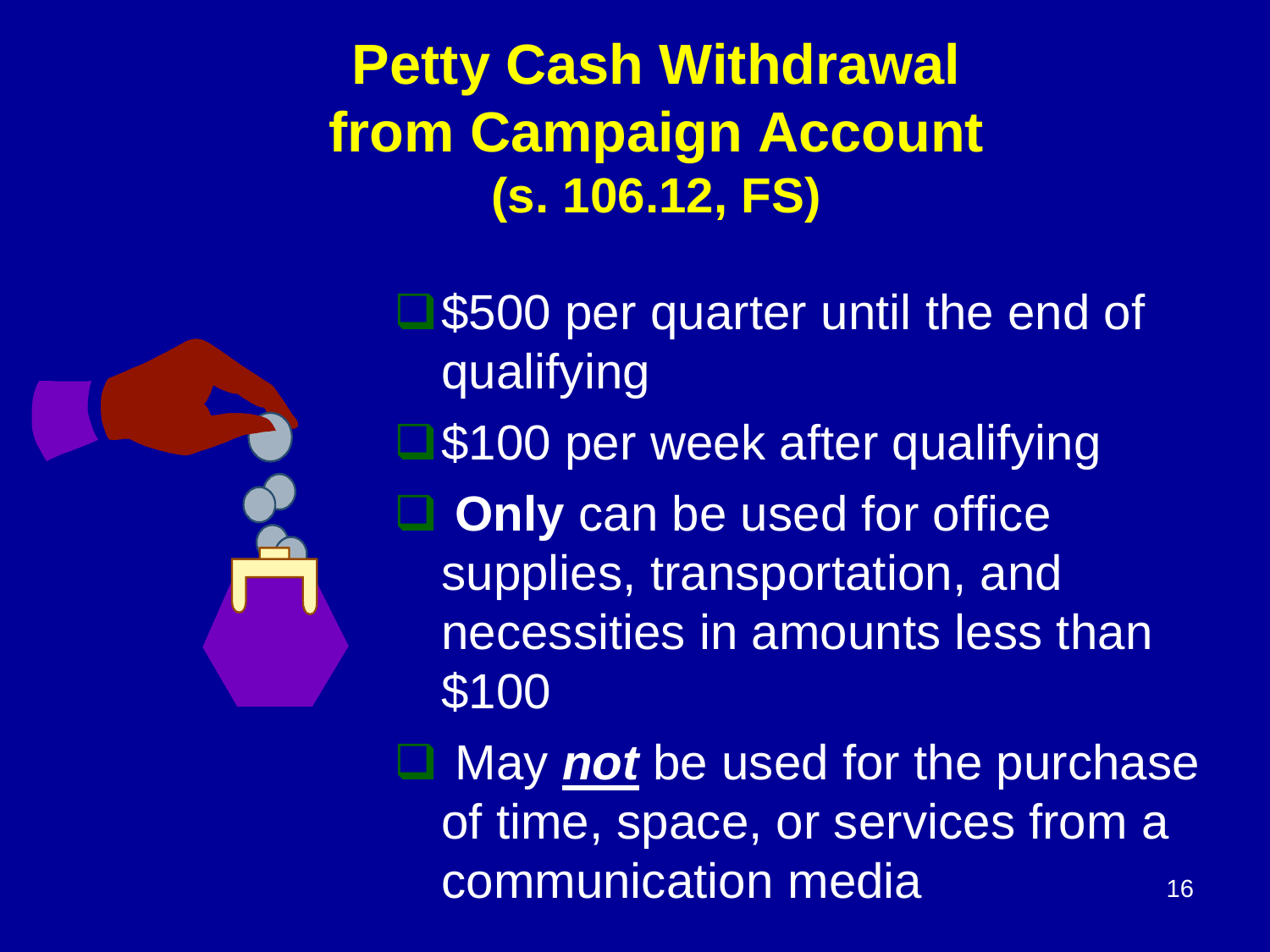# Petty Cash Withdrawal from Campaign Account (s. 106.12, FS)

- $500 per quarter until the end of qualifying
- $100 per week after qualifying
- **Only** can be used for office supplies, transportation, and necessities in amounts less than $100
- May ***not*** be used for the purchase of time, space, or services from a communication media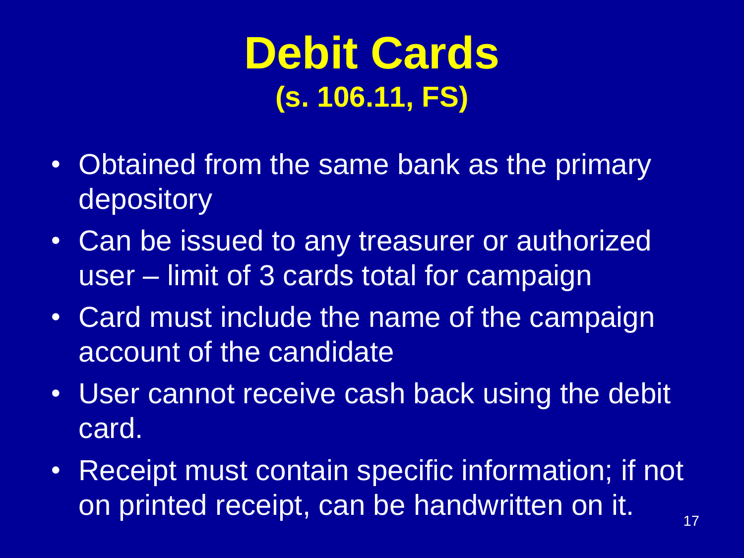# Debit Cards

## (s. 106.11, FS)

- Obtained from the same bank as the primary depository
- Can be issued to any treasurer or authorized user – limit of 3 cards total for campaign
- Card must include the name of the campaign account of the candidate
- User cannot receive cash back using the debit card.
- Receipt must contain specific information; if not on printed receipt, can be handwritten on it.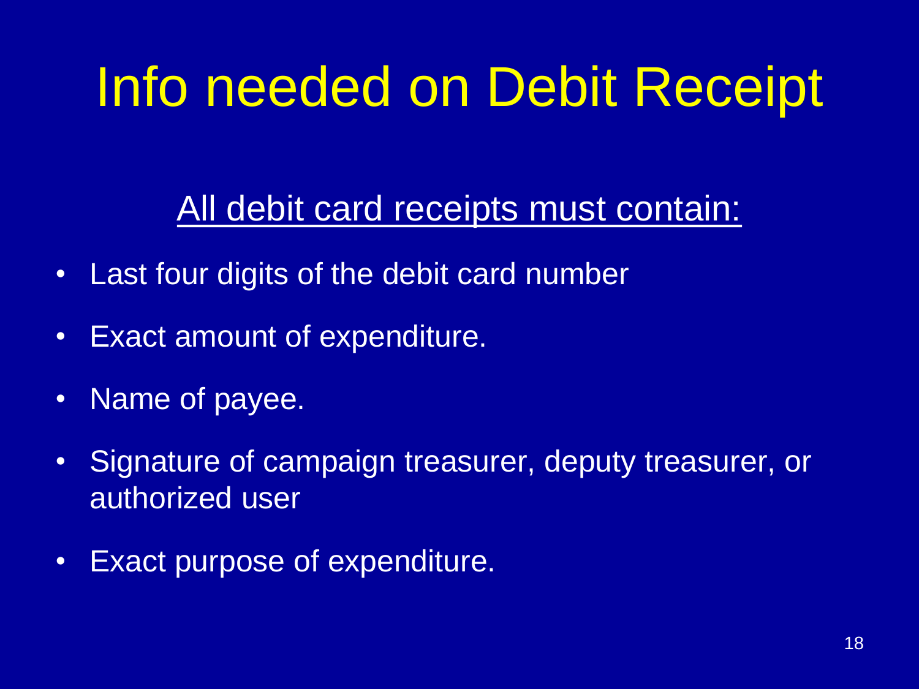# Info needed on Debit Receipt

<u>All debit card receipts must contain:</u>

- Last four digits of the debit card number
- Exact amount of expenditure.
- Name of payee.
- Signature of campaign treasurer, deputy treasurer, or authorized user
- Exact purpose of expenditure.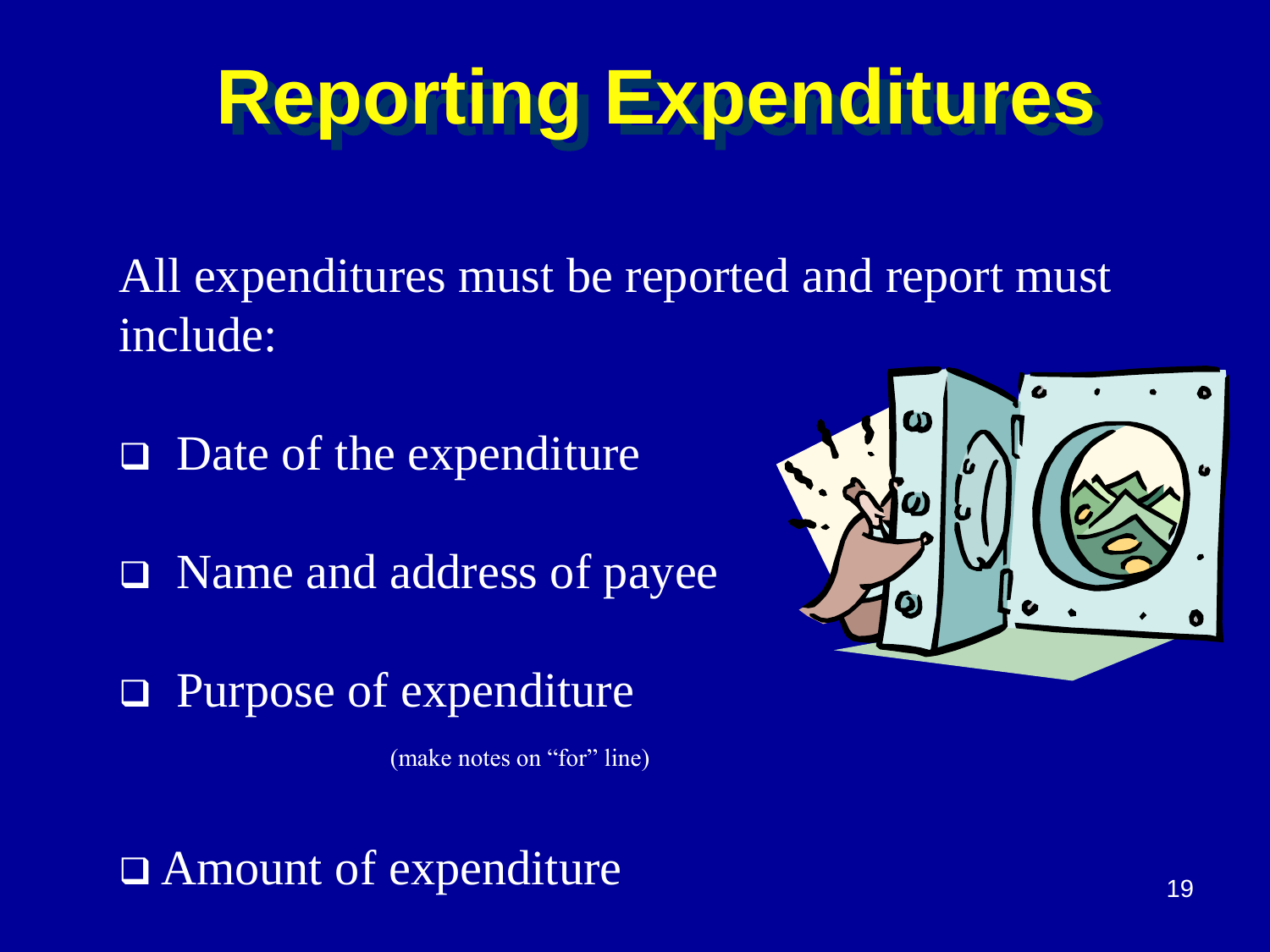# Reporting Expenditures

All expenditures must be reported and report must include:

- Date of the expenditure
- Name and address of payee
- Purpose of expenditure

  (make notes on "for" line)

- Amount of expenditure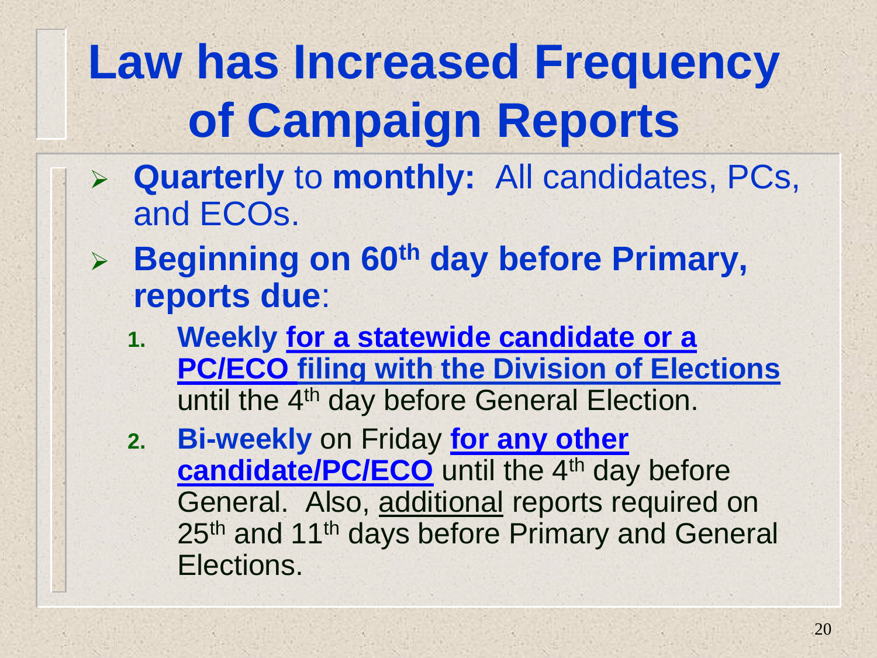# Law has Increased Frequency of Campaign Reports

- **Quarterly** to **monthly:** All candidates, PCs, and ECOs.
- **Beginning on 60th day before Primary, reports due**:
  1. **Weekly <u>for a statewide candidate or a PC/ECO filing with the Division of Elections</u>** until the 4th day before General Election.
  2. **Bi-weekly** on Friday **<u>for any other candidate/PC/ECO</u>** until the 4th day before General. Also, <u>additional</u> reports required on 25th and 11th days before Primary and General Elections.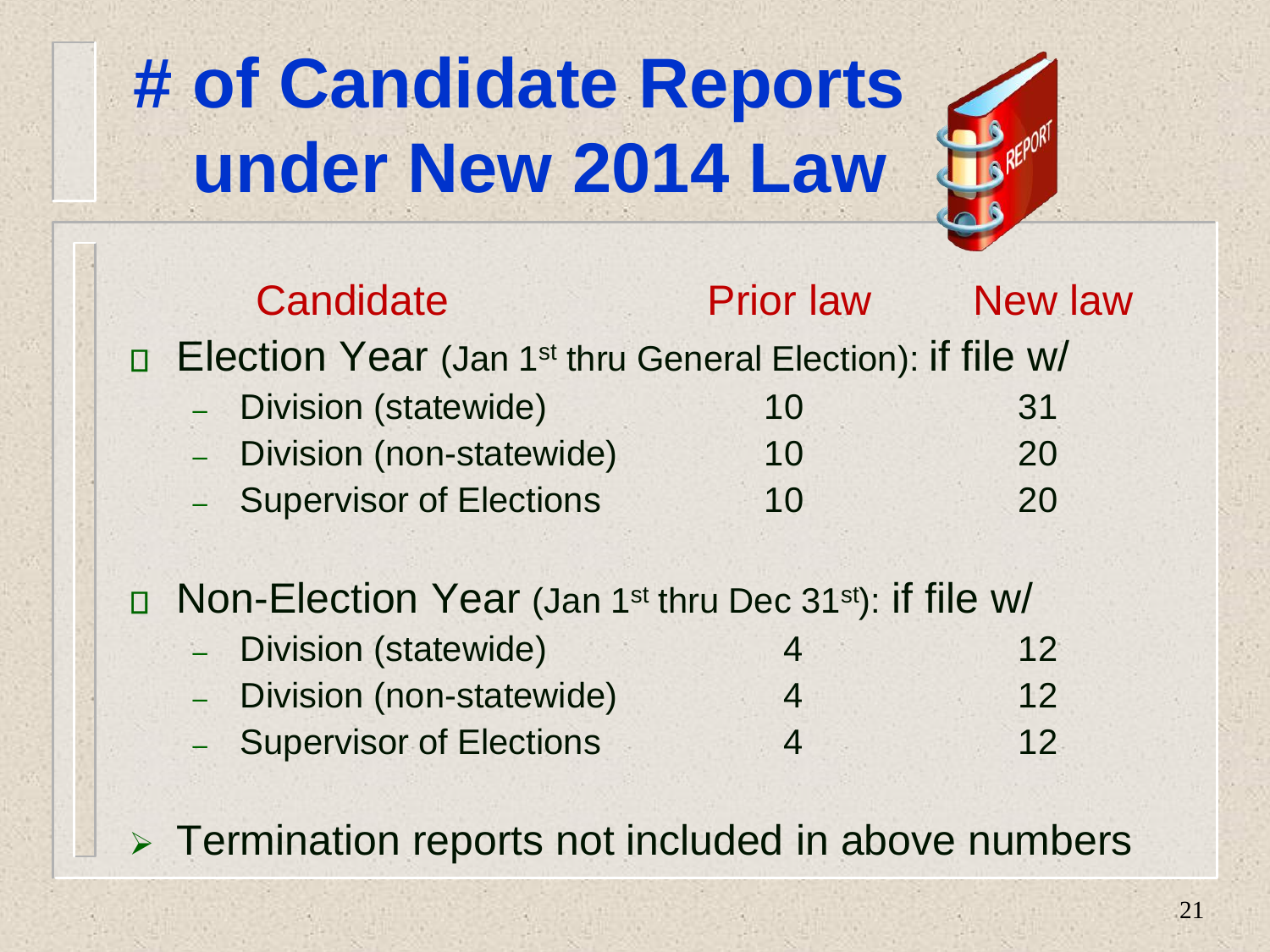# # of Candidate Reports under New 2014 Law

| Candidate | Prior law | New law |
|---|---|---|
| **Election Year** (Jan 1st thru General Election): if file w/ | | |
| – Division (statewide) | 10 | 31 |
| – Division (non-statewide) | 10 | 20 |
| – Supervisor of Elections | 10 | 20 |
| **Non-Election Year** (Jan 1st thru Dec 31st): if file w/ | | |
| – Division (statewide) | 4 | 12 |
| – Division (non-statewide) | 4 | 12 |
| – Supervisor of Elections | 4 | 12 |

- Termination reports not included in above numbers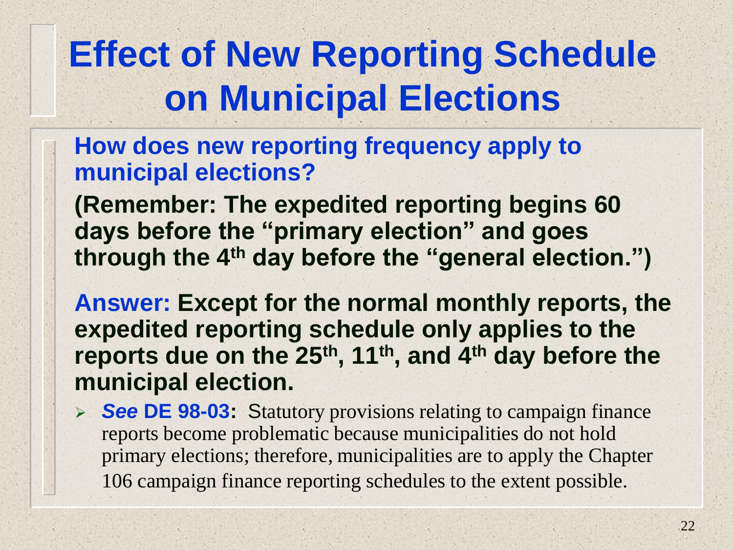# Effect of New Reporting Schedule on Municipal Elections

**How does new reporting frequency apply to municipal elections?**

**(Remember: The expedited reporting begins 60 days before the "primary election" and goes through the 4th day before the "general election.")**

**Answer: Except for the normal monthly reports, the expedited reporting schedule only applies to the reports due on the 25th, 11th, and 4th day before the municipal election.**

- ***See* DE 98-03:** Statutory provisions relating to campaign finance reports become problematic because municipalities do not hold primary elections; therefore, municipalities are to apply the Chapter 106 campaign finance reporting schedules to the extent possible.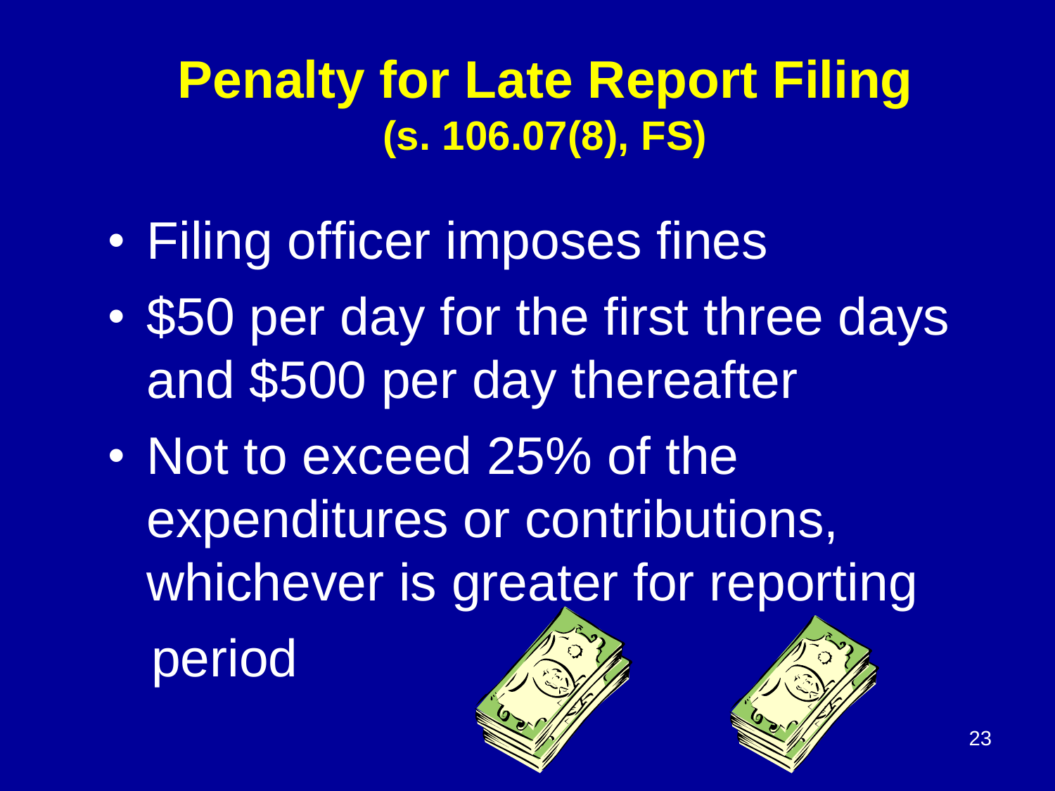# Penalty for Late Report Filing
## (s. 106.07(8), FS)

- Filing officer imposes fines
- $50 per day for the first three days and $500 per day thereafter
- Not to exceed 25% of the expenditures or contributions, whichever is greater for reporting period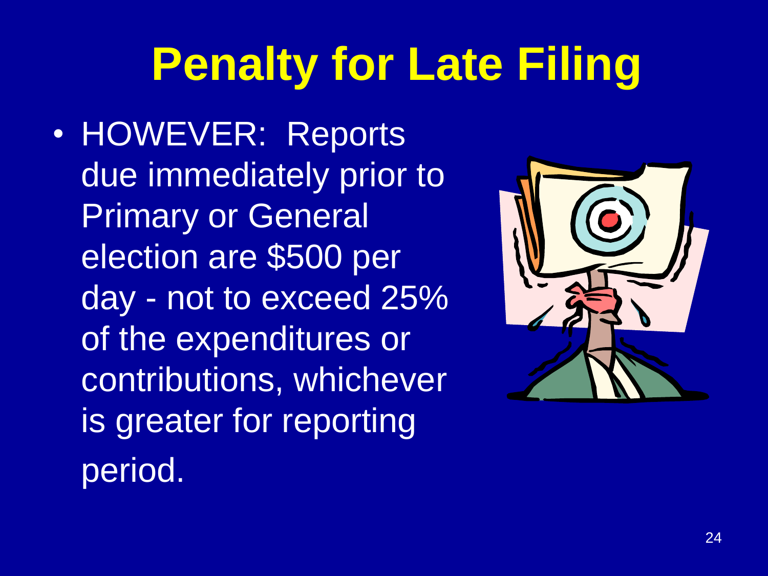# Penalty for Late Filing

- HOWEVER: Reports due immediately prior to Primary or General election are $500 per day - not to exceed 25% of the expenditures or contributions, whichever is greater for reporting period.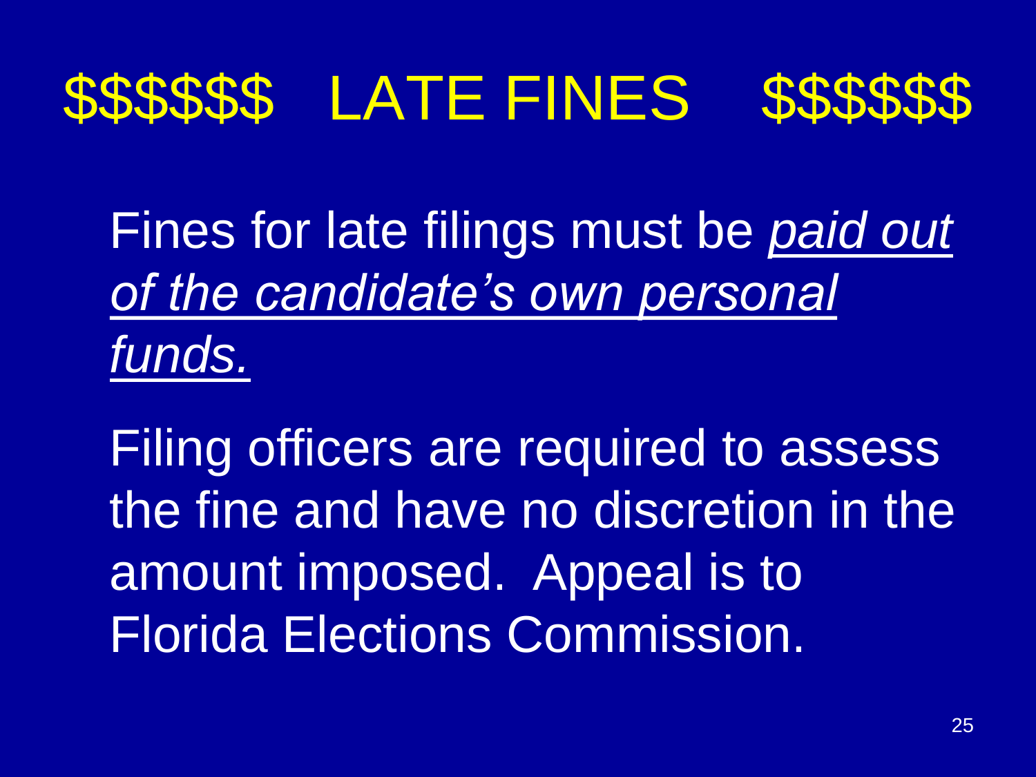# $$$$$$ LATE FINES $$$$$$

Fines for late filings must be *paid out of the candidate's own personal funds.*

Filing officers are required to assess the fine and have no discretion in the amount imposed. Appeal is to Florida Elections Commission.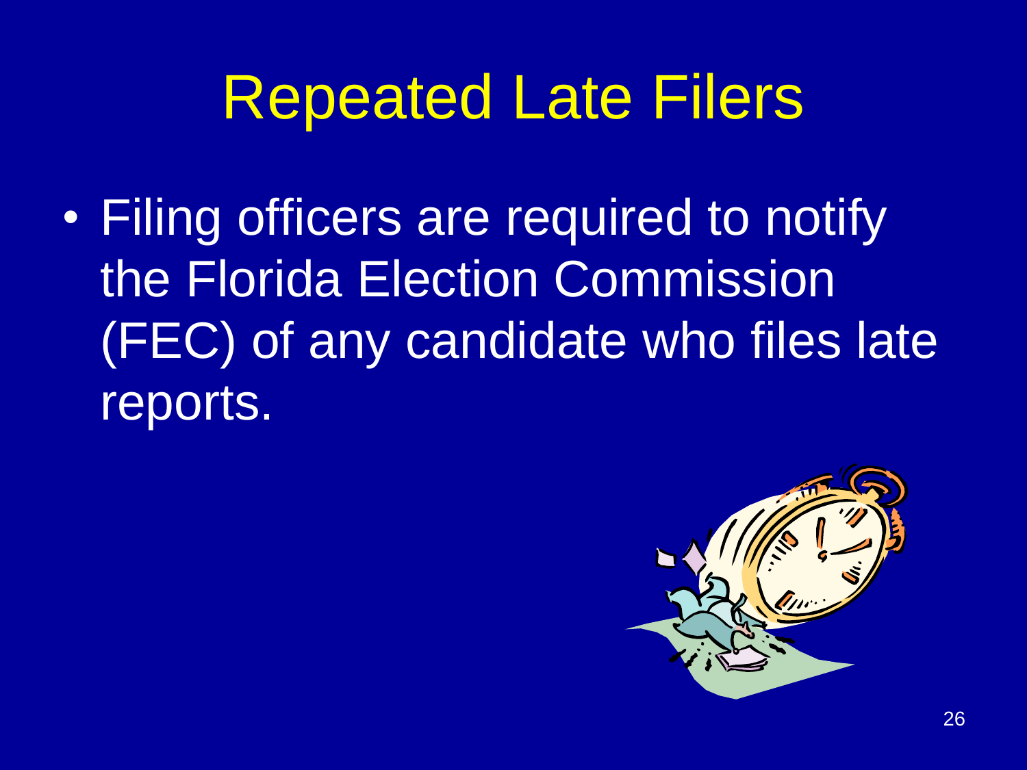# Repeated Late Filers

- Filing officers are required to notify the Florida Election Commission (FEC) of any candidate who files late reports.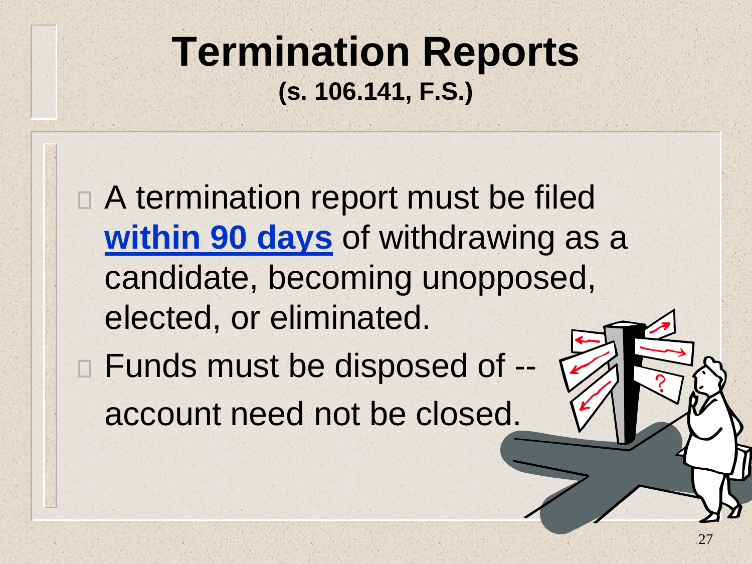# Termination Reports

**(s. 106.141, F.S.)**

- A termination report must be filed **within 90 days** of withdrawing as a candidate, becoming unopposed, elected, or eliminated.
- Funds must be disposed of -- account need not be closed.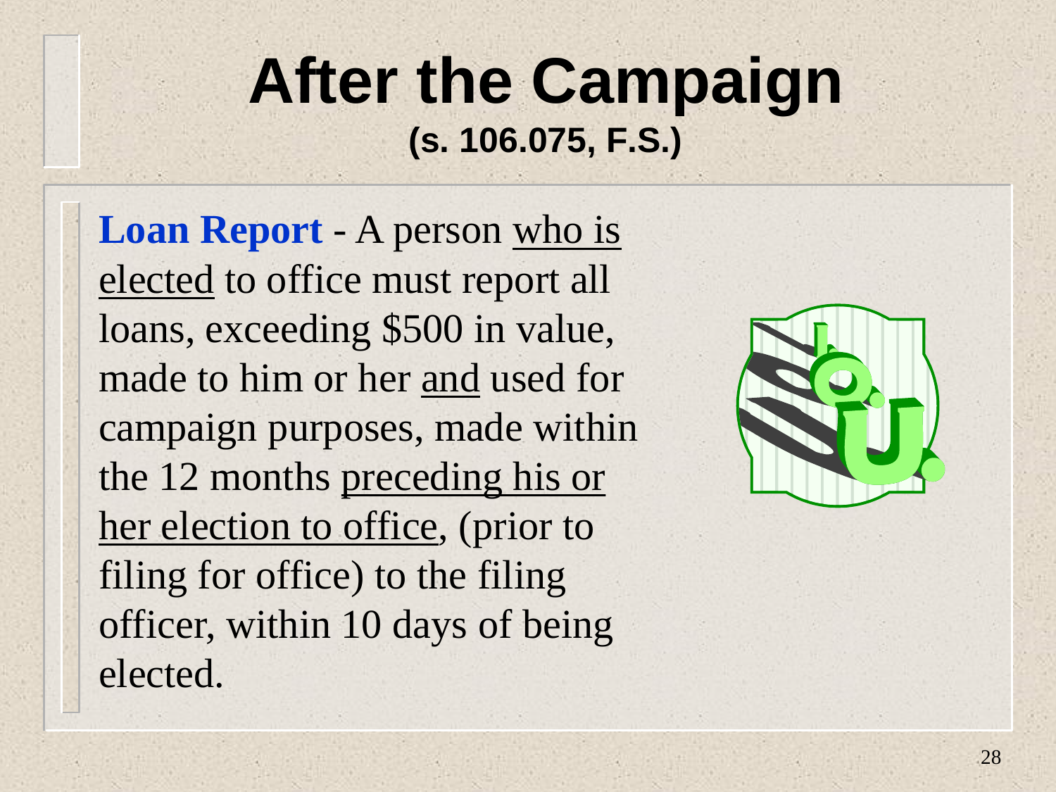# After the Campaign

**(s. 106.075, F.S.)**

**Loan Report** - A person <u>who is elected</u> to office must report all loans, exceeding $500 in value, made to him or her <u>and</u> used for campaign purposes, made within the 12 months <u>preceding his or her election to office</u>, (prior to filing for office) to the filing officer, within 10 days of being elected.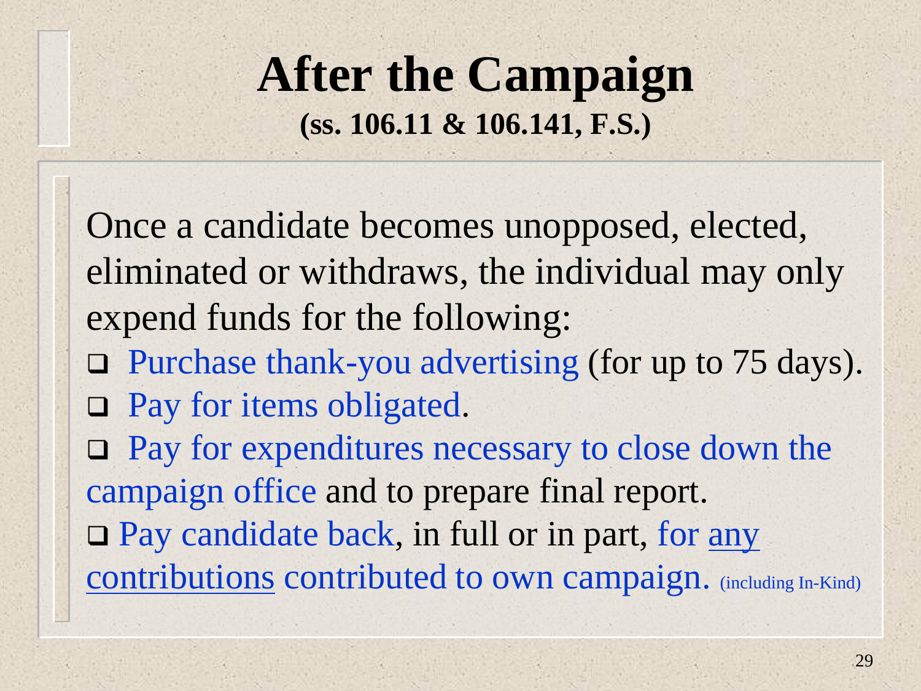# After the Campaign

**(ss. 106.11 & 106.141, F.S.)**

Once a candidate becomes unopposed, elected, eliminated or withdraws, the individual may only expend funds for the following:

- Purchase thank-you advertising (for up to 75 days).
- Pay for items obligated.
- Pay for expenditures necessary to close down the campaign office and to prepare final report.
- Pay candidate back, in full or in part, for any contributions contributed to own campaign. (including In-Kind)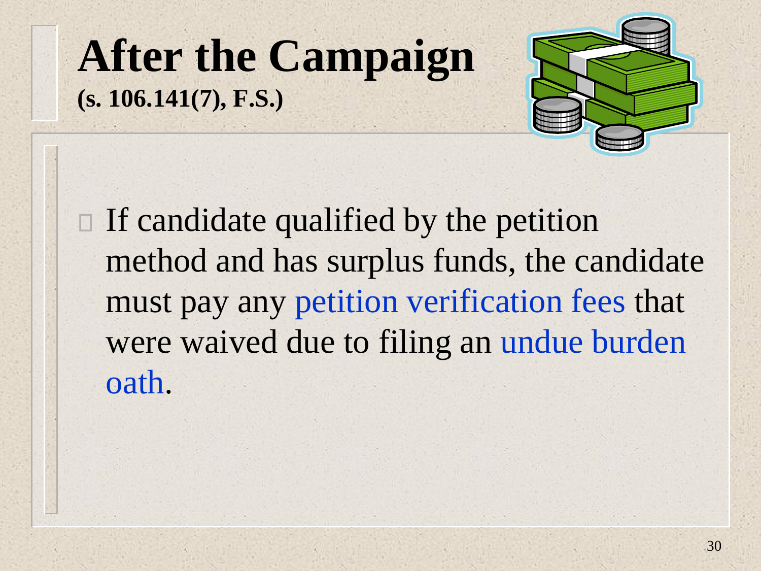# After the Campaign

**(s. 106.141(7), F.S.)**

- If candidate qualified by the petition method and has surplus funds, the candidate must pay any petition verification fees that were waived due to filing an undue burden oath.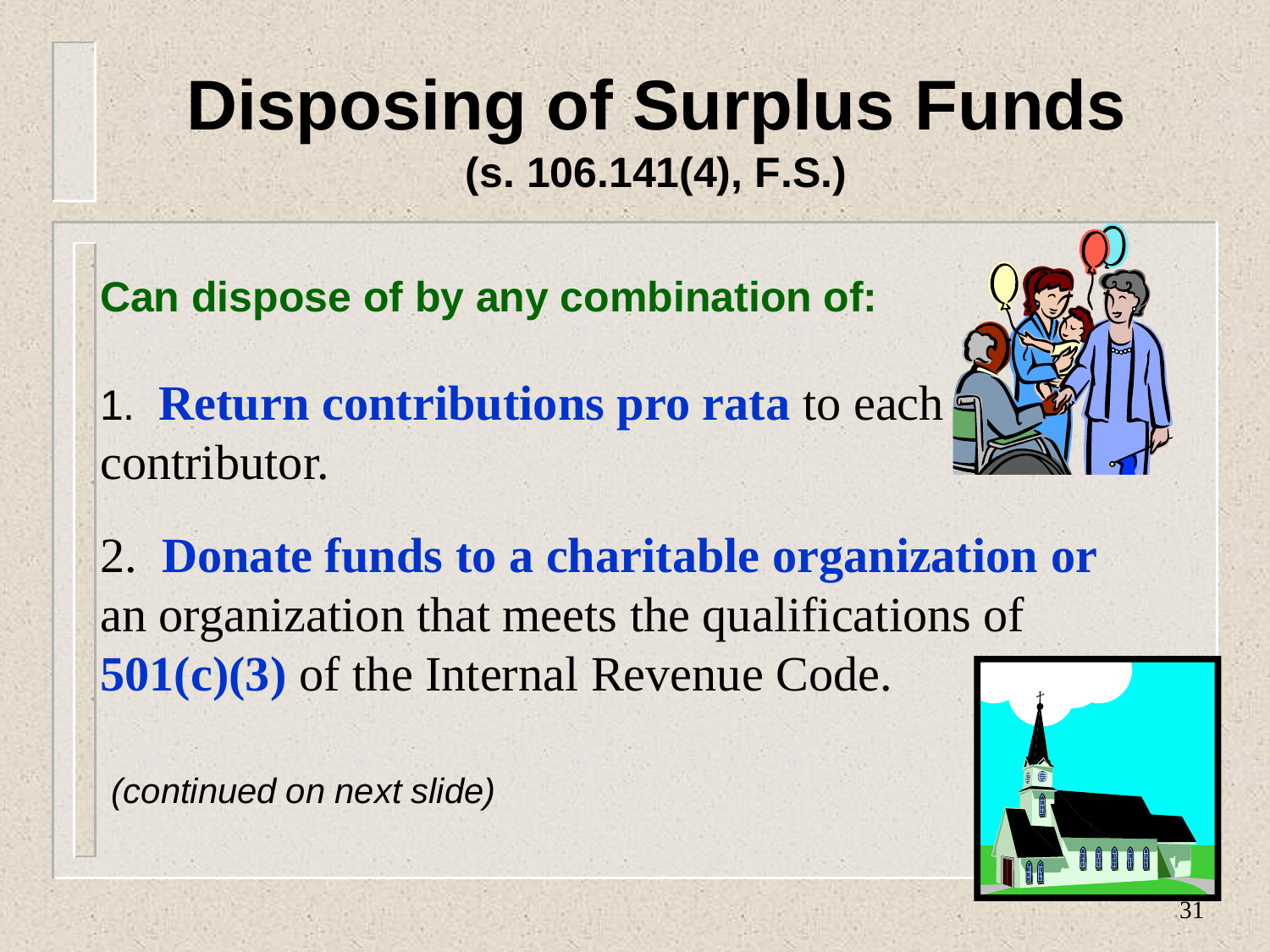# Disposing of Surplus Funds
## (s. 106.141(4), F.S.)

**Can dispose of by any combination of:**

1. **Return contributions pro rata** to each contributor.

2. **Donate funds to a charitable organization or** an organization that meets the qualifications of **501(c)(3)** of the Internal Revenue Code.

*(continued on next slide)*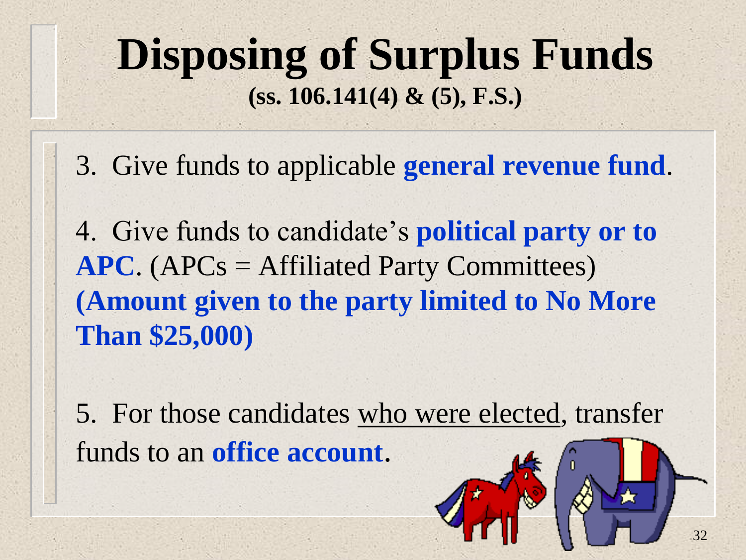# Disposing of Surplus Funds

**(ss. 106.141(4) & (5), F.S.)**

3. Give funds to applicable **general revenue fund**.

4. Give funds to candidate's **political party or to APC**. (APCs = Affiliated Party Committees) **(Amount given to the party limited to No More Than $25,000)**

5. For those candidates who were elected, transfer funds to an **office account**.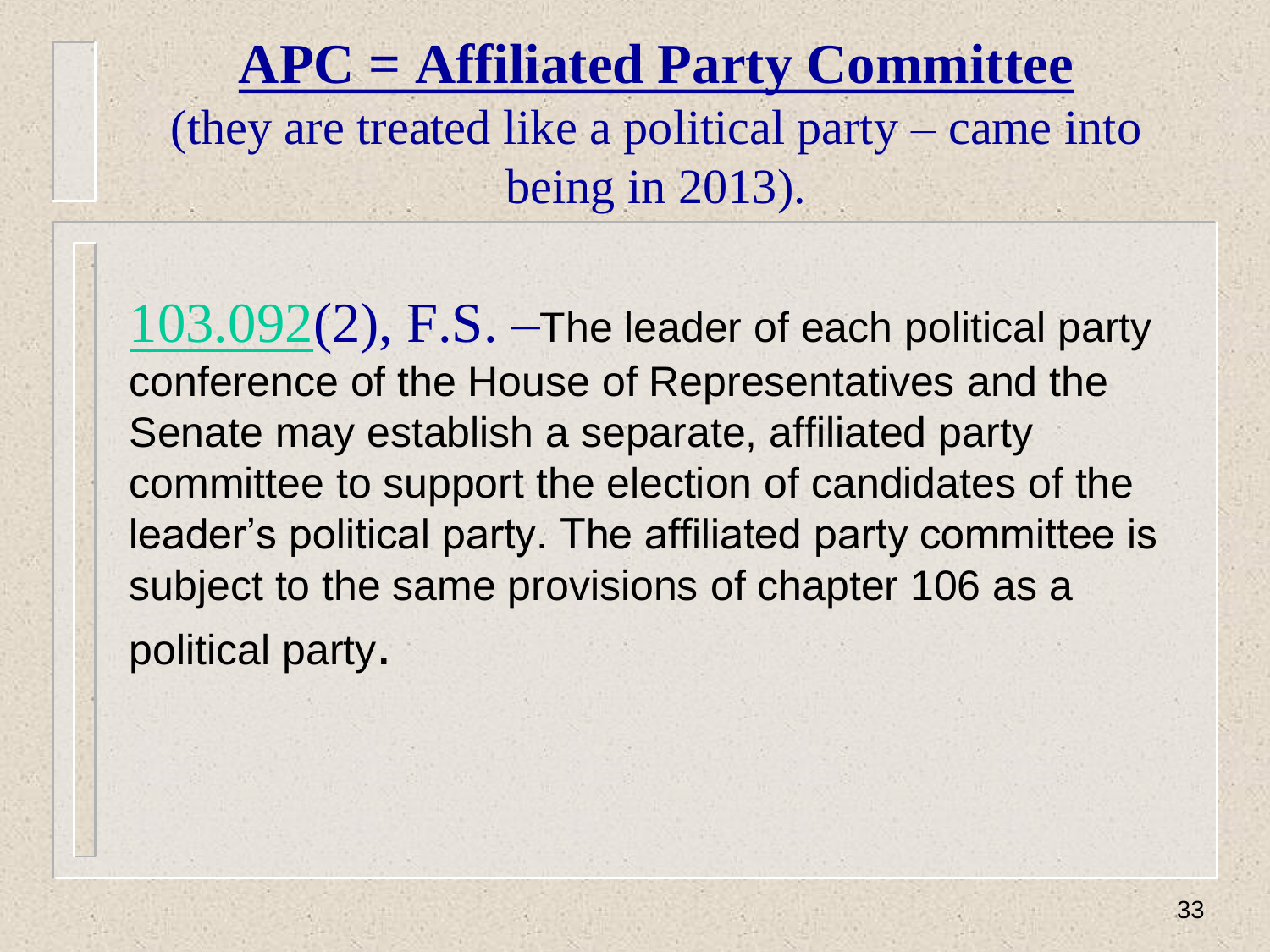# **APC = Affiliated Party Committee**

(they are treated like a political party – came into being in 2013).

103.092(2), F.S. –The leader of each political party conference of the House of Representatives and the Senate may establish a separate, affiliated party committee to support the election of candidates of the leader's political party. The affiliated party committee is subject to the same provisions of chapter 106 as a political party.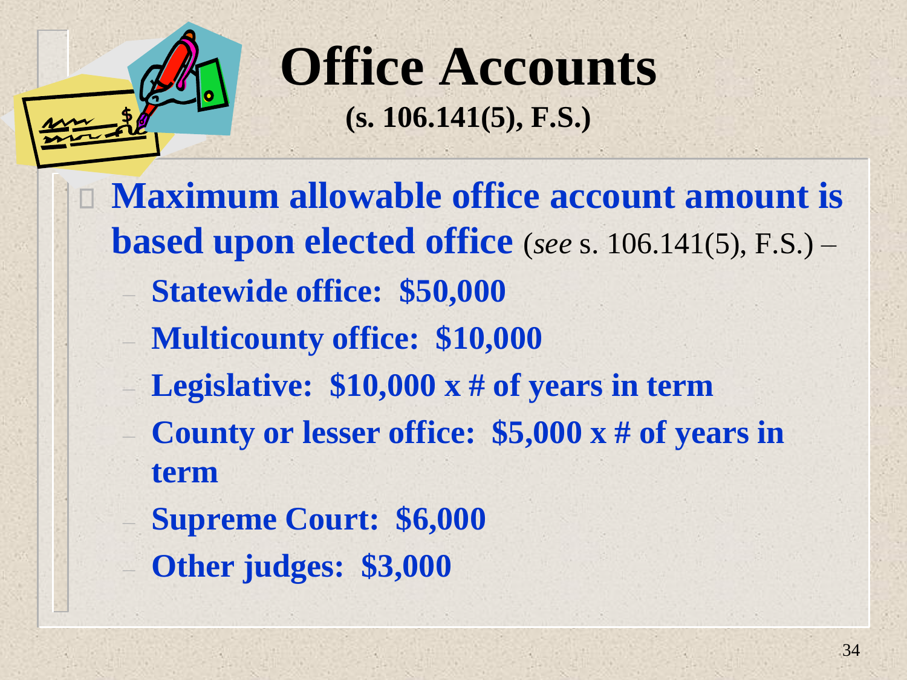# Office Accounts

**(s. 106.141(5), F.S.)**

- **Maximum allowable office account amount is based upon elected office** (*see* s. 106.141(5), F.S.) –
  - **Statewide office: $50,000**
  - **Multicounty office: $10,000**
  - **Legislative: $10,000 x # of years in term**
  - **County or lesser office: $5,000 x # of years in term**
  - **Supreme Court: $6,000**
  - **Other judges: $3,000**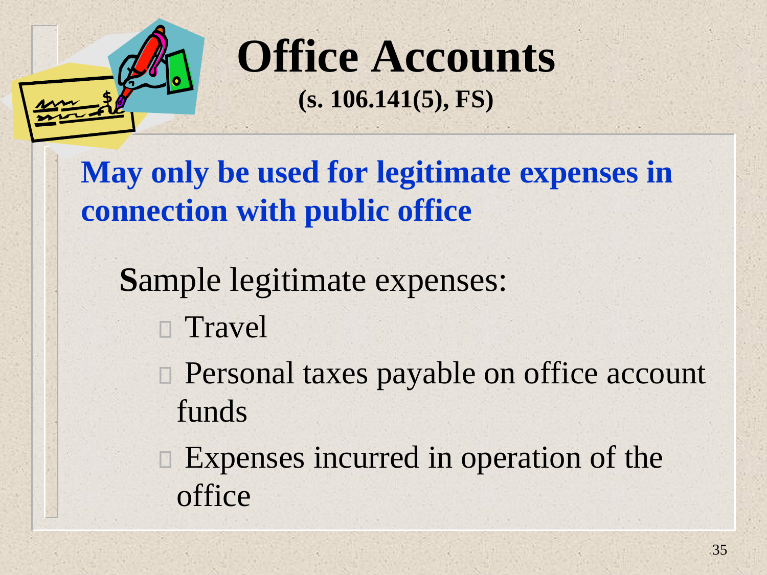# Office Accounts

**(s. 106.141(5), FS)**

**May only be used for legitimate expenses in connection with public office**

Sample legitimate expenses:

- Travel
- Personal taxes payable on office account funds
- Expenses incurred in operation of the office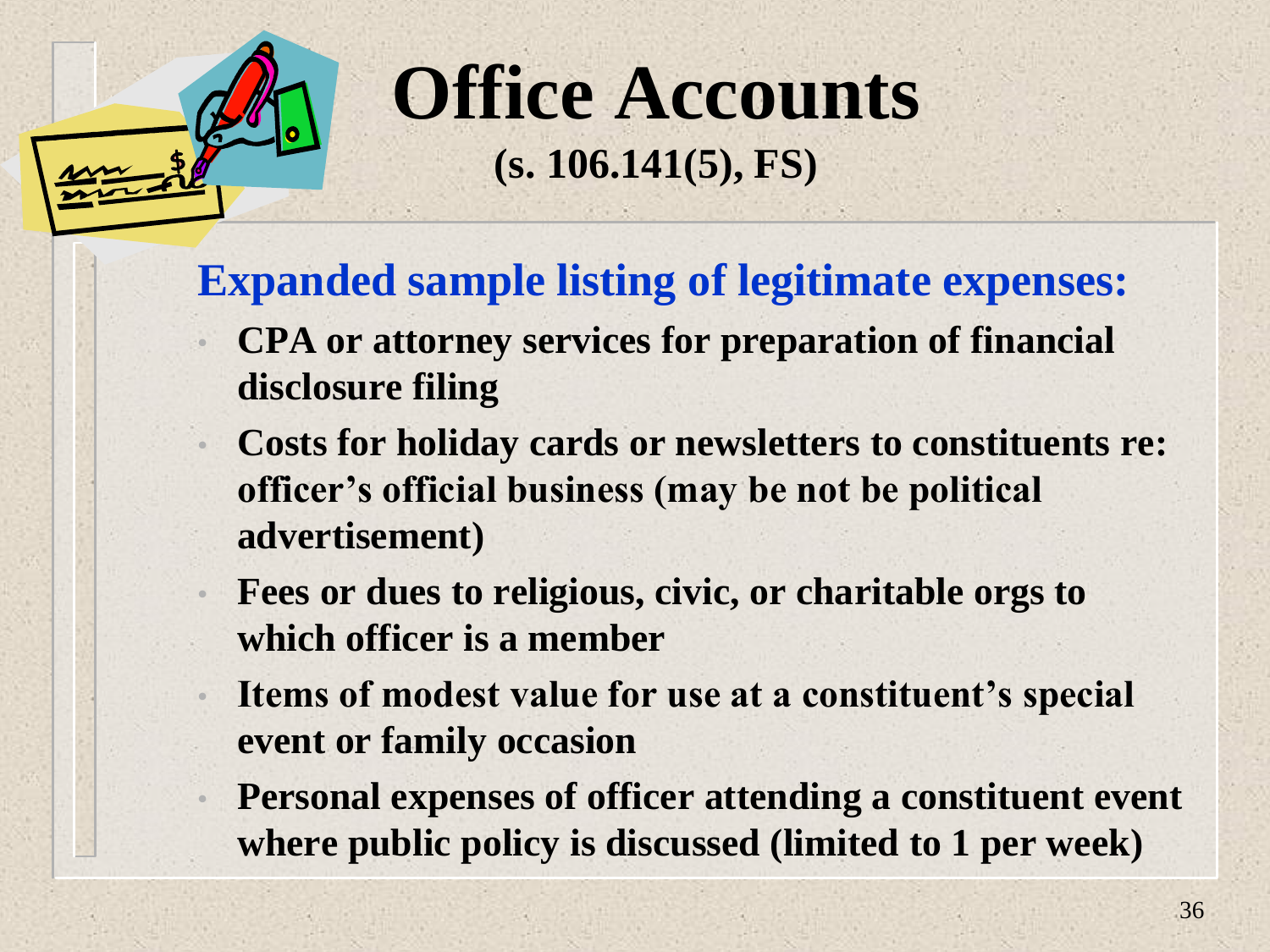# Office Accounts

## (s. 106.141(5), FS)

### Expanded sample listing of legitimate expenses:

- **CPA or attorney services for preparation of financial disclosure filing**
- **Costs for holiday cards or newsletters to constituents re: officer's official business (may be not be political advertisement)**
- **Fees or dues to religious, civic, or charitable orgs to which officer is a member**
- **Items of modest value for use at a constituent's special event or family occasion**
- **Personal expenses of officer attending a constituent event where public policy is discussed (limited to 1 per week)**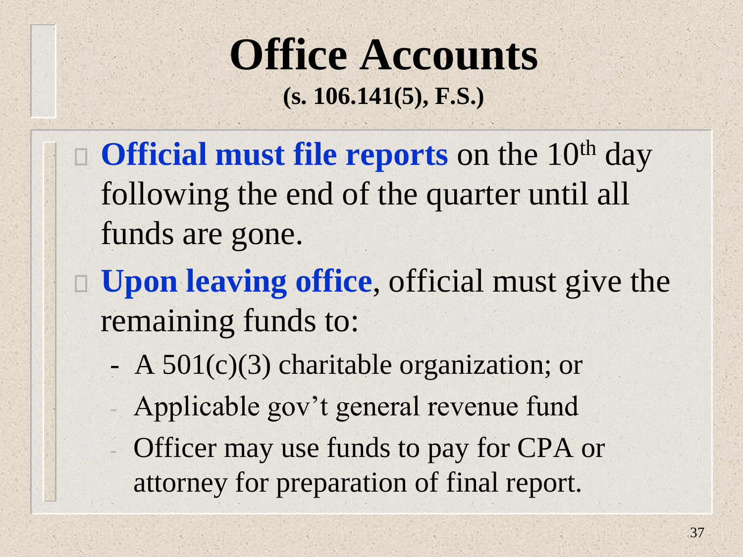# Office Accounts

**(s. 106.141(5), F.S.)**

- **Official must file reports** on the 10th day following the end of the quarter until all funds are gone.
- **Upon leaving office**, official must give the remaining funds to:
  - A 501(c)(3) charitable organization; or
  - Applicable gov't general revenue fund
  - Officer may use funds to pay for CPA or attorney for preparation of final report.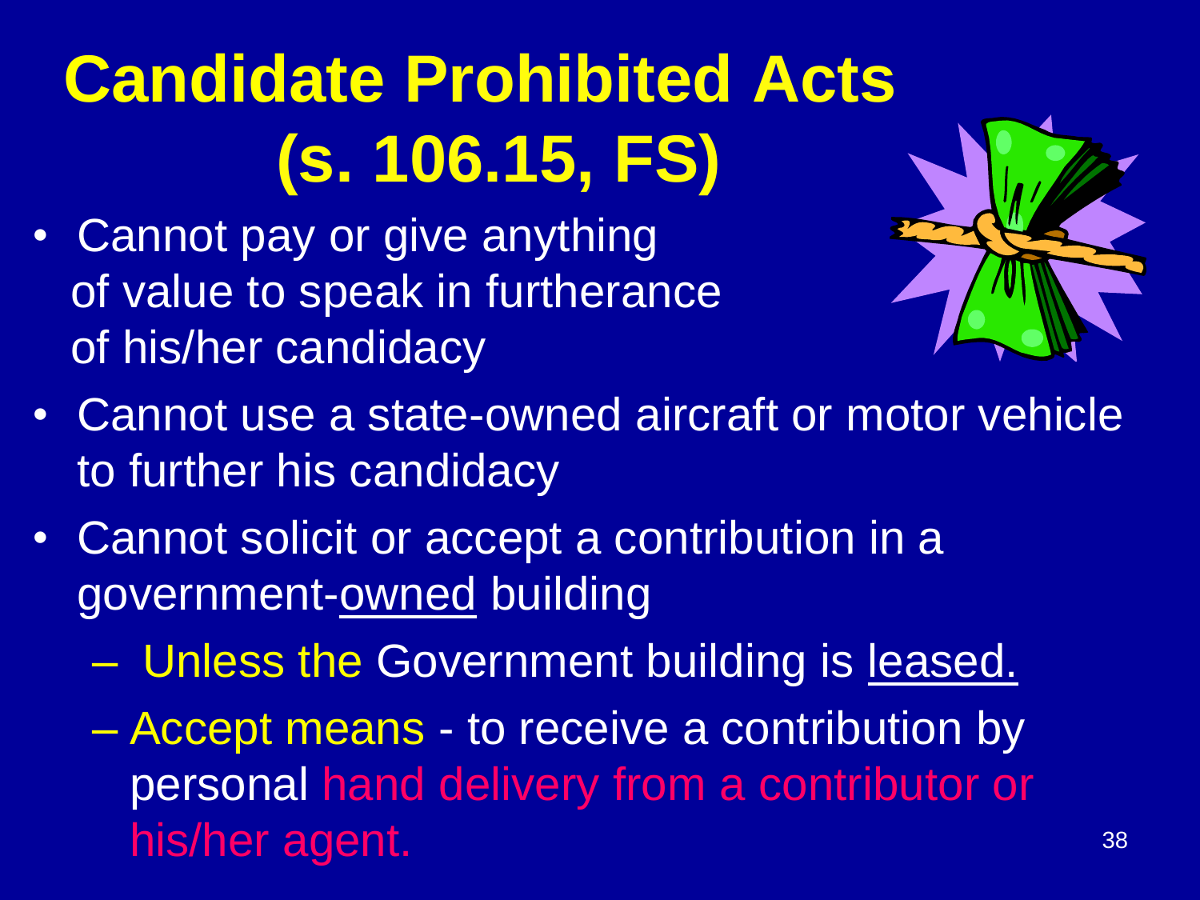# Candidate Prohibited Acts (s. 106.15, FS)

- Cannot pay or give anything of value to speak in furtherance of his/her candidacy
- Cannot use a state-owned aircraft or motor vehicle to further his candidacy
- Cannot solicit or accept a contribution in a government-owned building
  - Unless the Government building is leased.
  - Accept means - to receive a contribution by personal hand delivery from a contributor or his/her agent.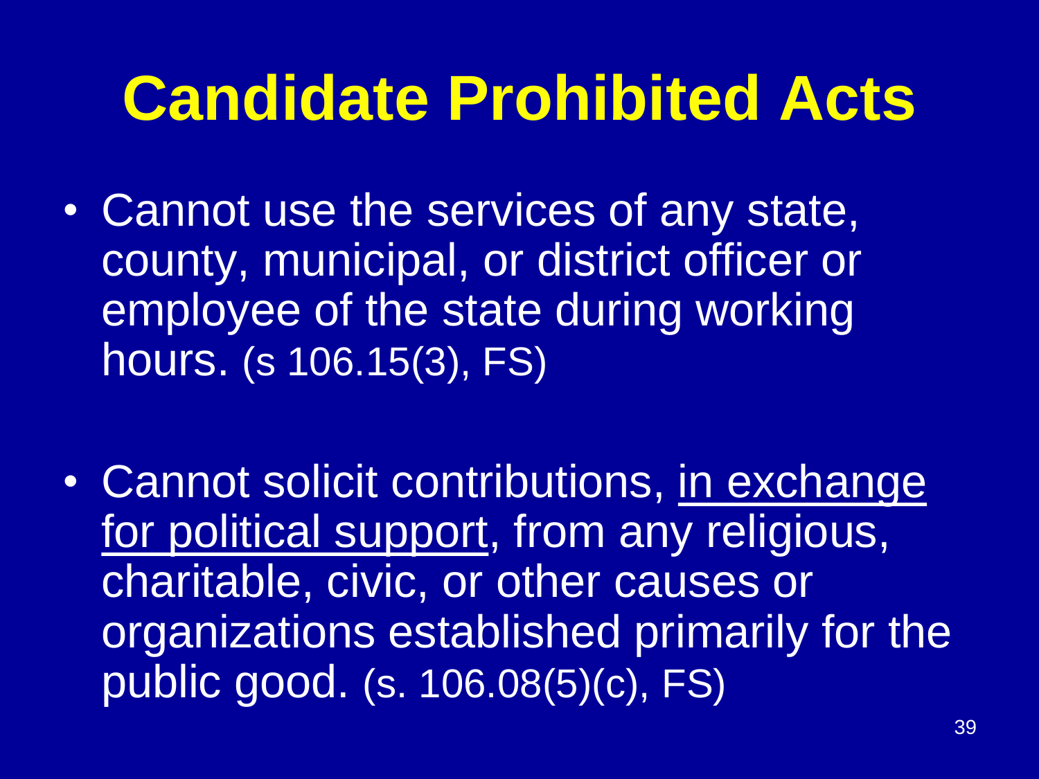# Candidate Prohibited Acts

- Cannot use the services of any state, county, municipal, or district officer or employee of the state during working hours. (s 106.15(3), FS)

- Cannot solicit contributions, <u>in exchange for political support</u>, from any religious, charitable, civic, or other causes or organizations established primarily for the public good. (s. 106.08(5)(c), FS)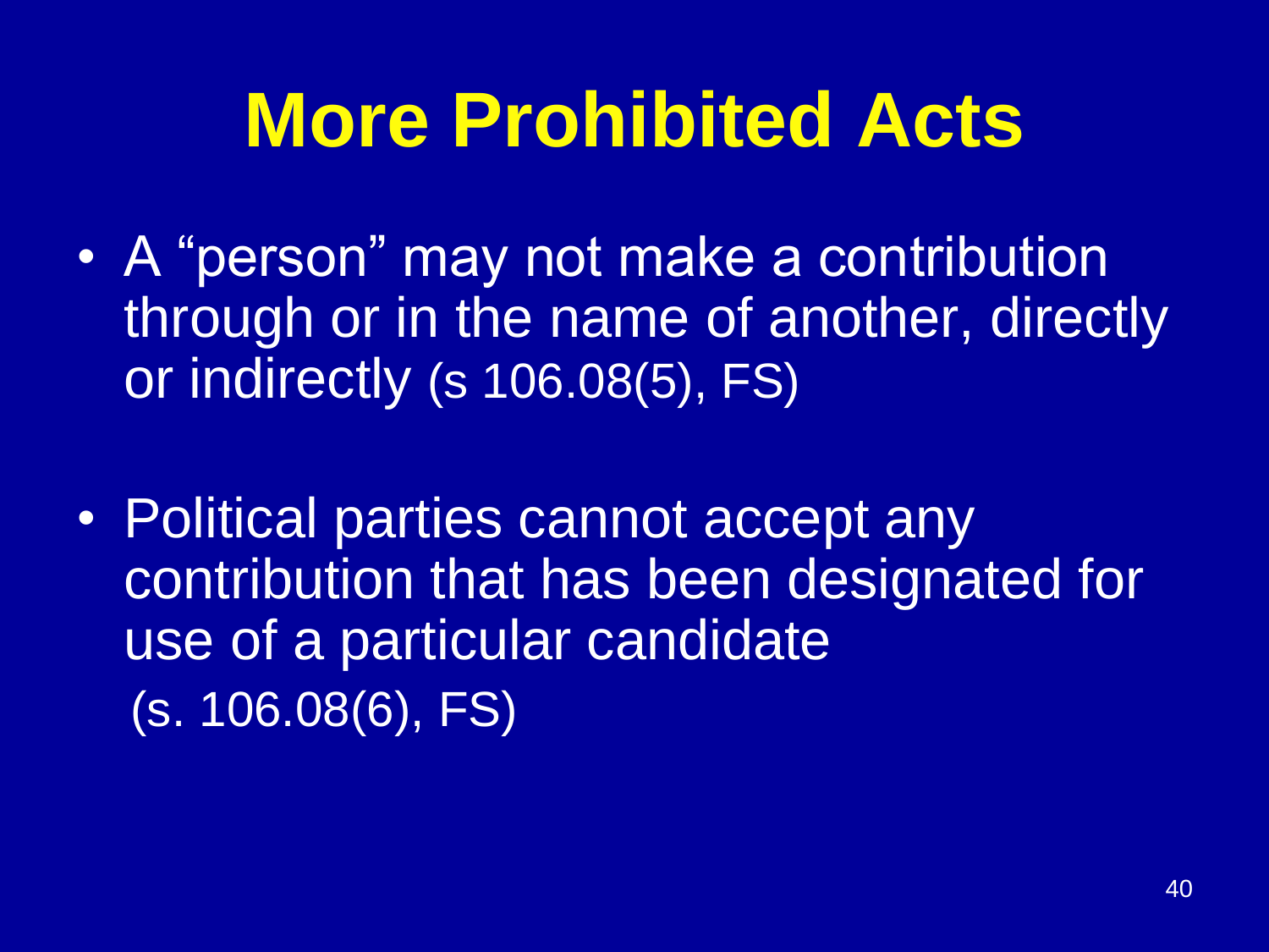# More Prohibited Acts

- A "person" may not make a contribution through or in the name of another, directly or indirectly (s 106.08(5), FS)

- Political parties cannot accept any contribution that has been designated for use of a particular candidate (s. 106.08(6), FS)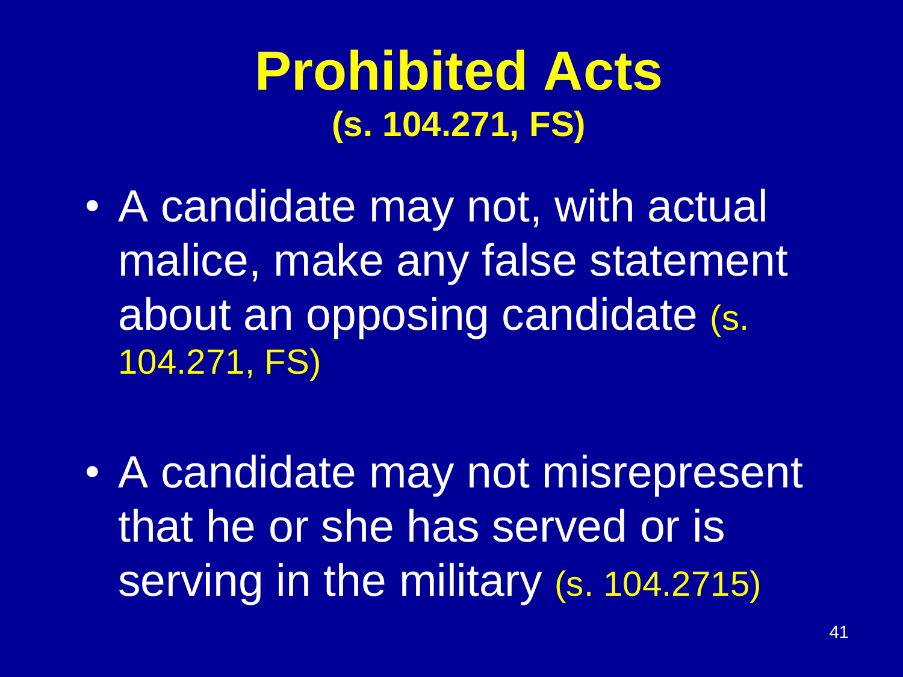# Prohibited Acts

**(s. 104.271, FS)**

- A candidate may not, with actual malice, make any false statement about an opposing candidate (s. 104.271, FS)
- A candidate may not misrepresent that he or she has served or is serving in the military (s. 104.2715)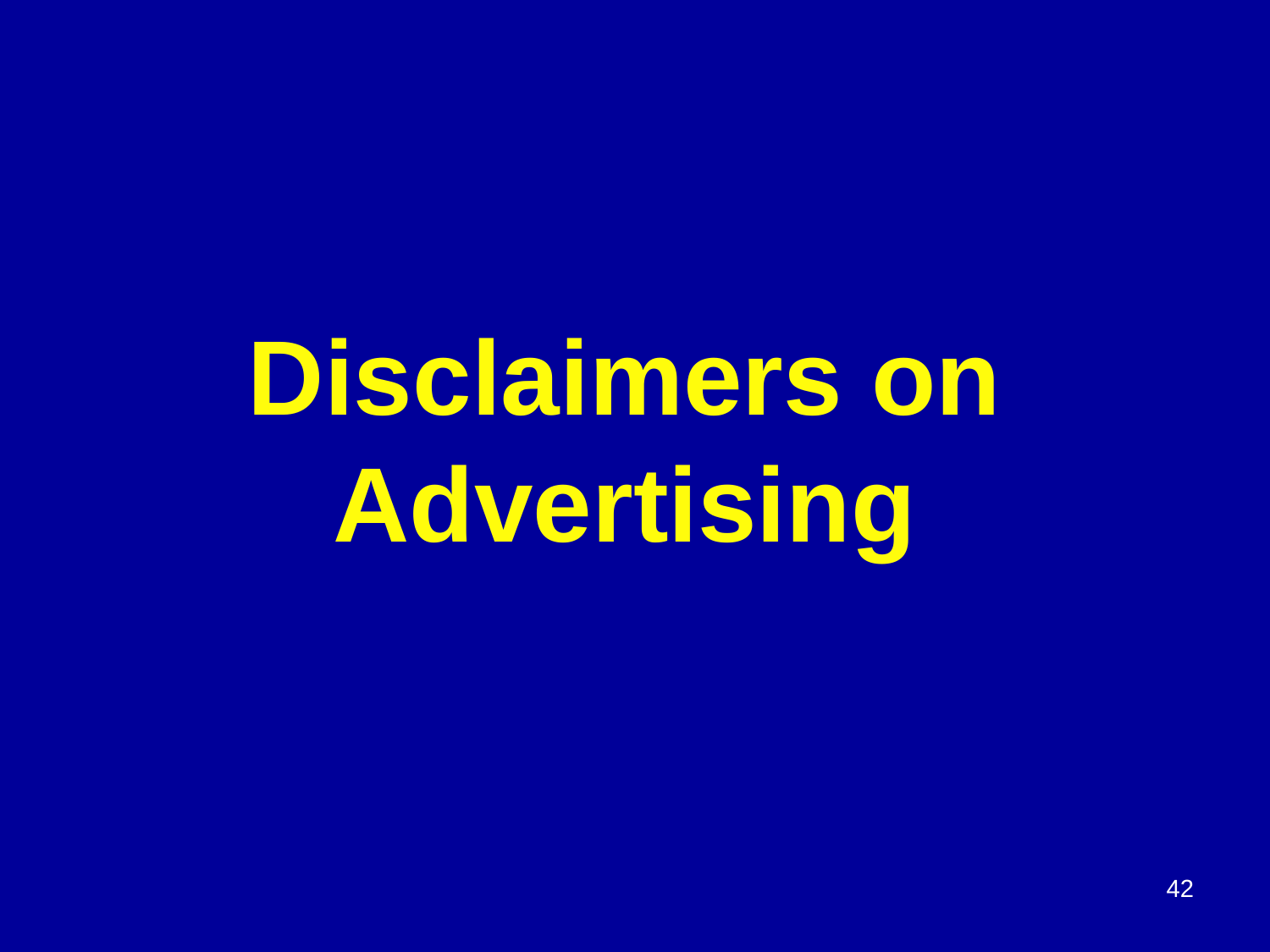# Disclaimers on Advertising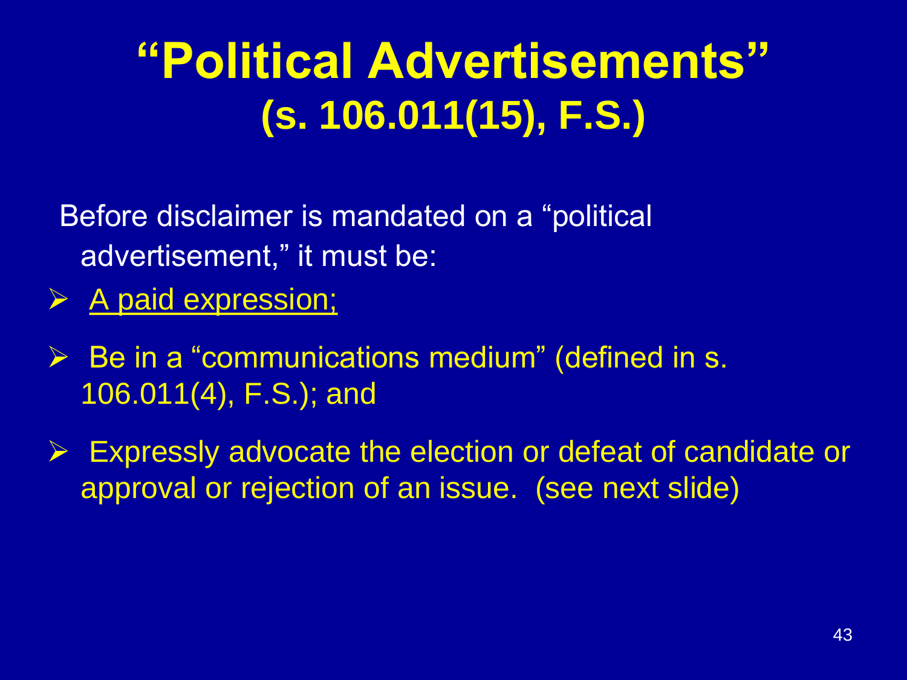# "Political Advertisements" (s. 106.011(15), F.S.)

Before disclaimer is mandated on a "political advertisement," it must be:

- <u>A paid expression;</u>
- Be in a "communications medium" (defined in s. 106.011(4), F.S.); and
- Expressly advocate the election or defeat of candidate or approval or rejection of an issue. (see next slide)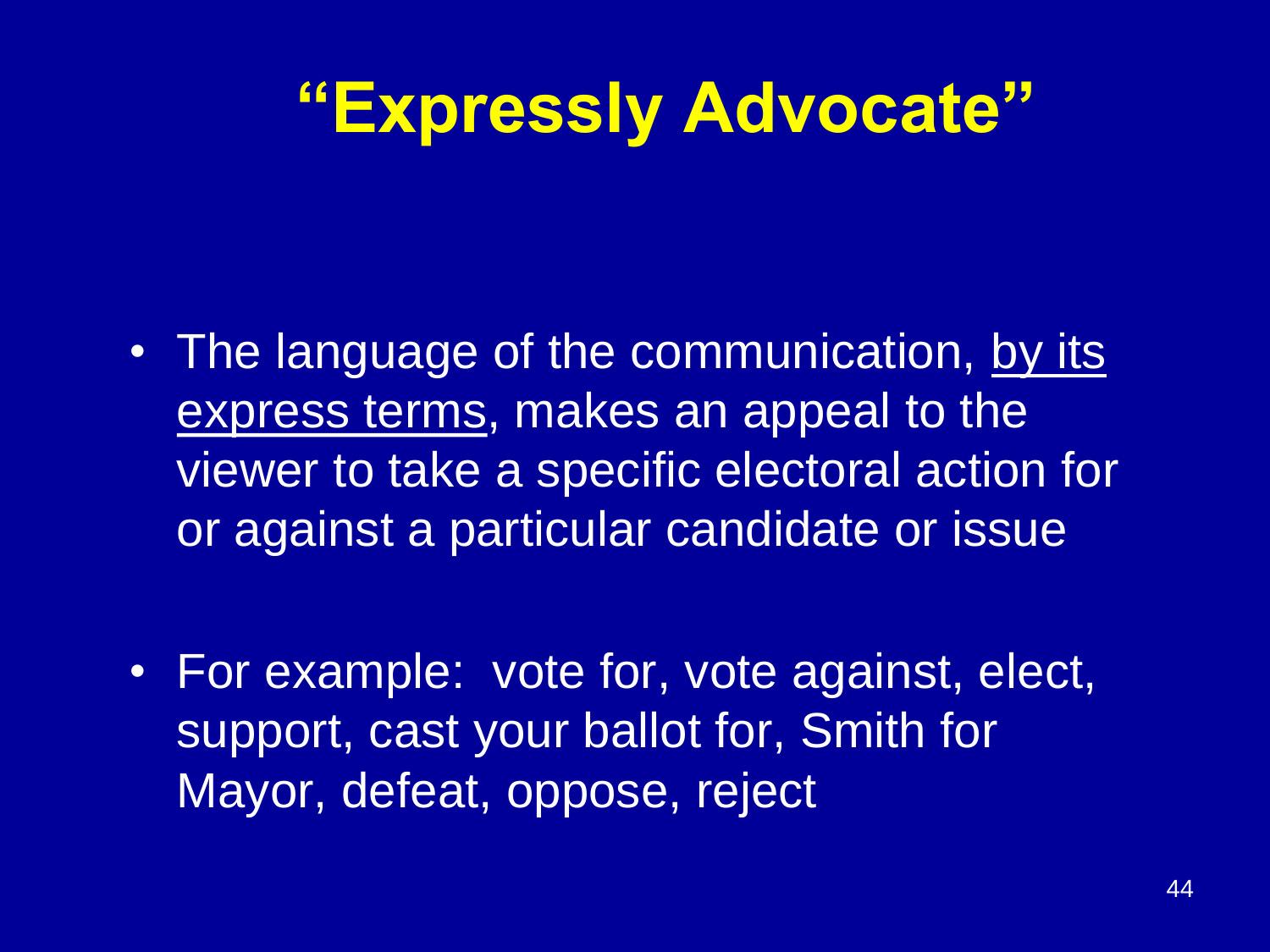# "Expressly Advocate"

- The language of the communication, <u>by its express terms</u>, makes an appeal to the viewer to take a specific electoral action for or against a particular candidate or issue

- For example: vote for, vote against, elect, support, cast your ballot for, Smith for Mayor, defeat, oppose, reject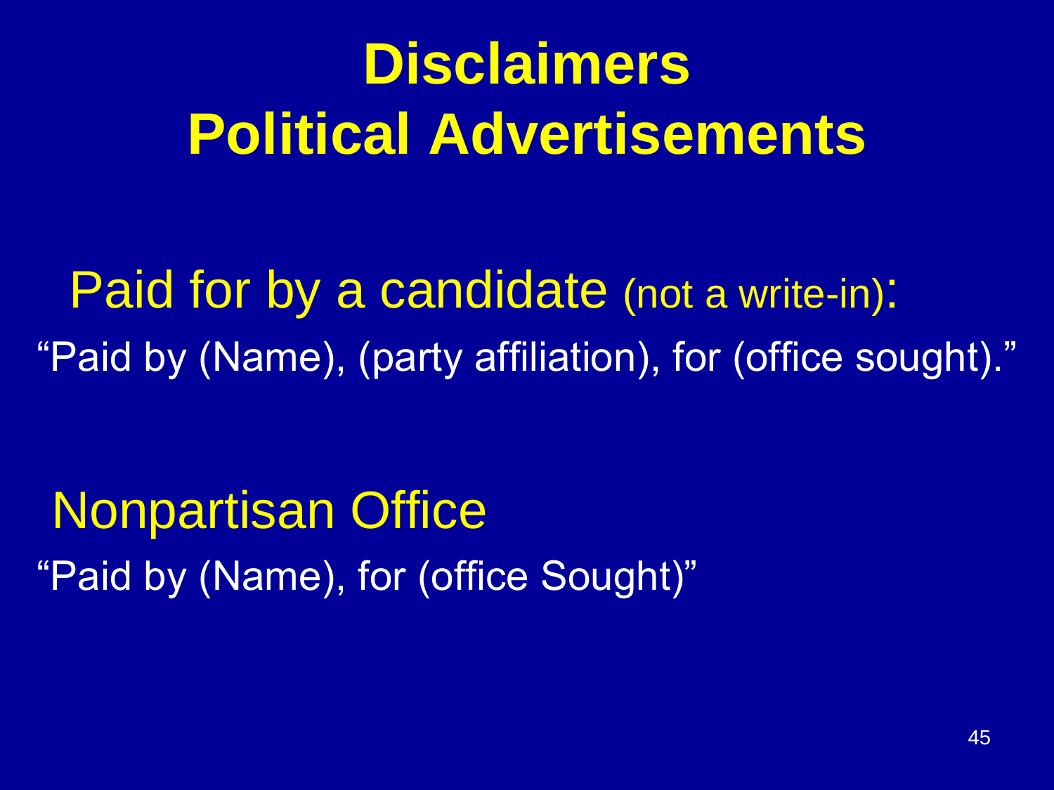# Disclaimers
# Political Advertisements

Paid for by a candidate (not a write-in):

"Paid by (Name), (party affiliation), for (office sought)."

Nonpartisan Office

"Paid by (Name), for (office Sought)"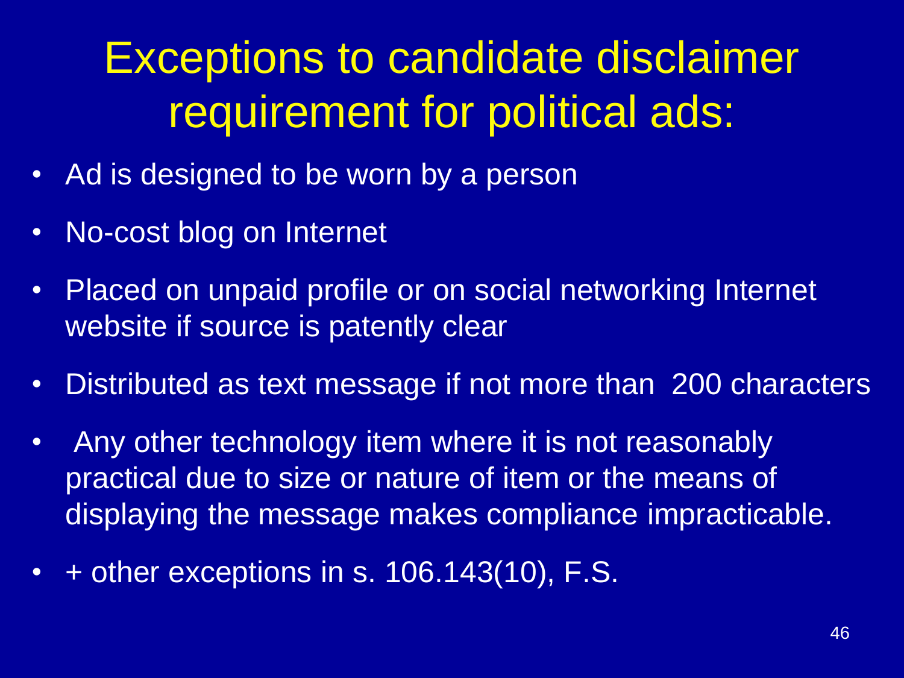# Exceptions to candidate disclaimer requirement for political ads:

- Ad is designed to be worn by a person
- No-cost blog on Internet
- Placed on unpaid profile or on social networking Internet website if source is patently clear
- Distributed as text message if not more than 200 characters
- Any other technology item where it is not reasonably practical due to size or nature of item or the means of displaying the message makes compliance impracticable.
- + other exceptions in s. 106.143(10), F.S.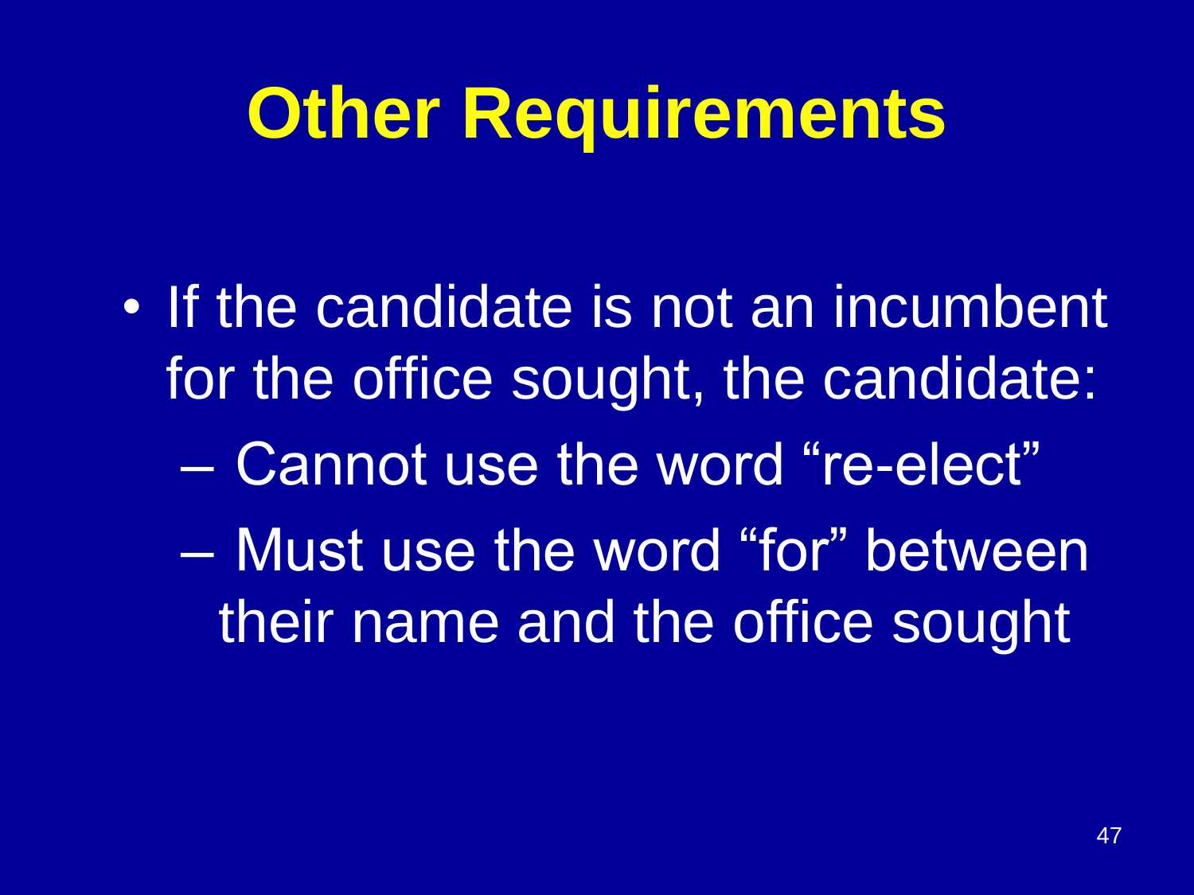# Other Requirements

- If the candidate is not an incumbent for the office sought, the candidate:
  - Cannot use the word “re-elect”
  - Must use the word “for” between their name and the office sought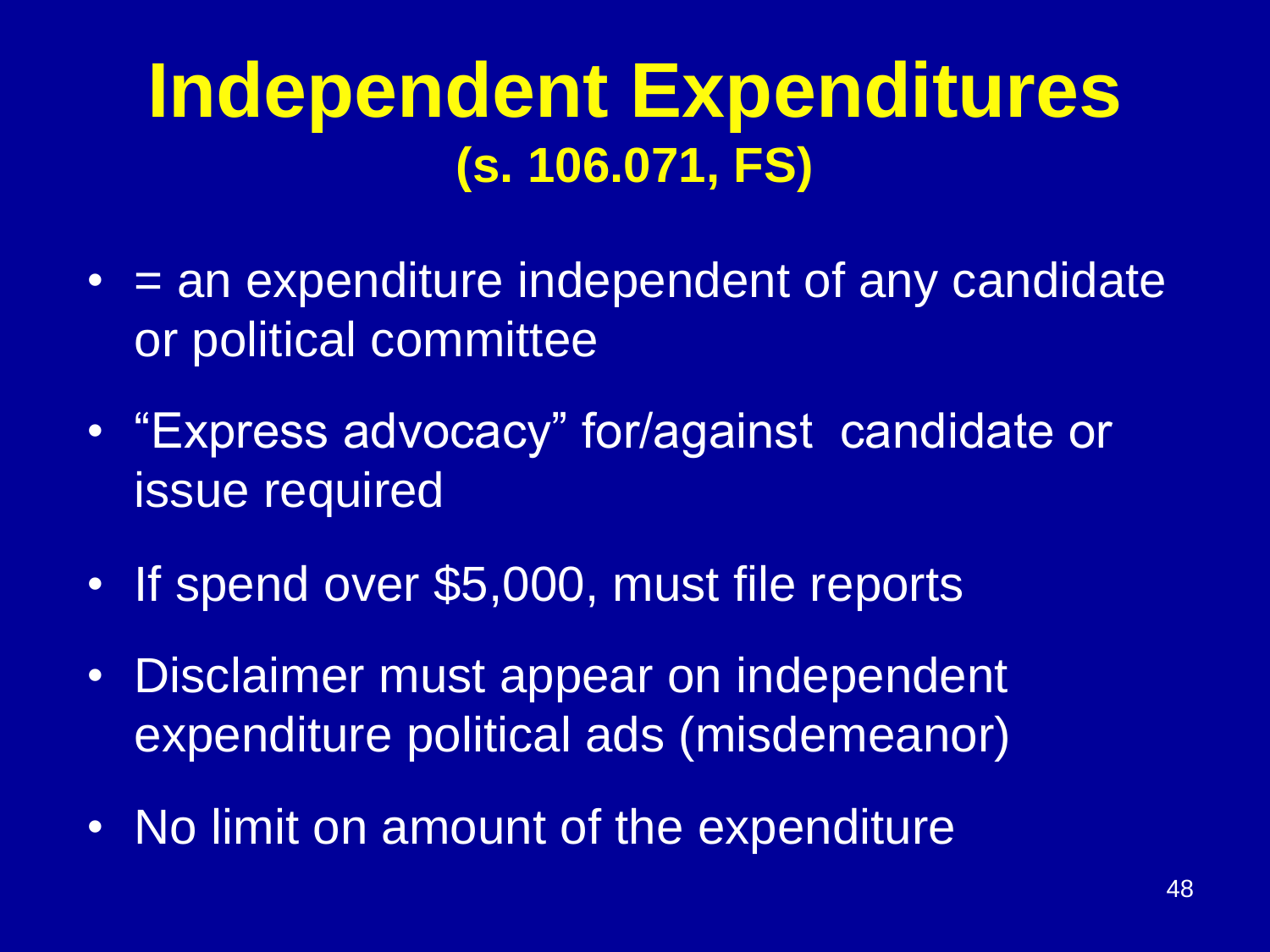# Independent Expenditures
## (s. 106.071, FS)

- = an expenditure independent of any candidate or political committee
- "Express advocacy" for/against candidate or issue required
- If spend over $5,000, must file reports
- Disclaimer must appear on independent expenditure political ads (misdemeanor)
- No limit on amount of the expenditure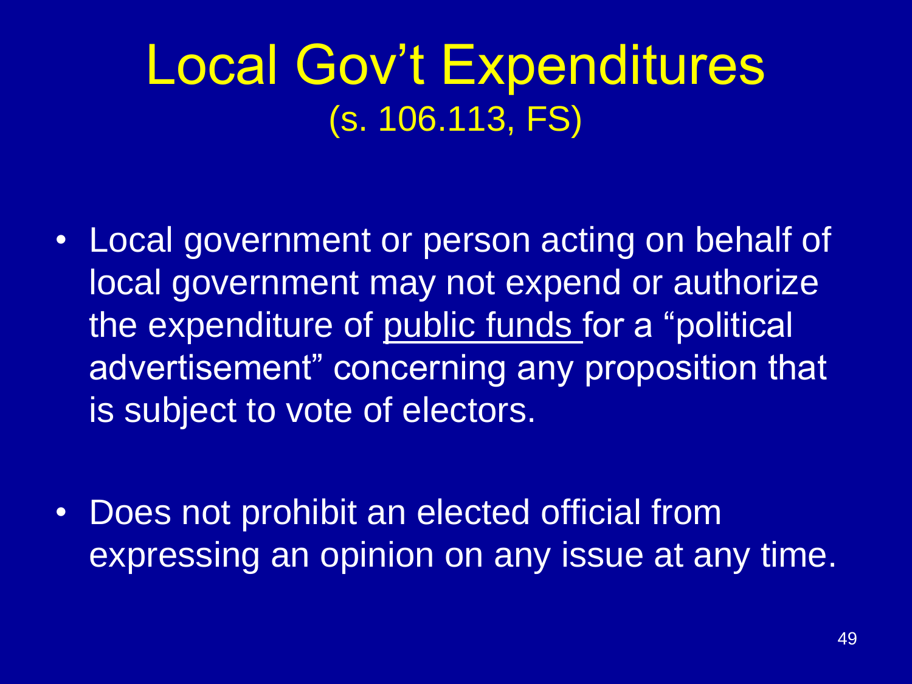# Local Gov't Expenditures

(s. 106.113, FS)

- Local government or person acting on behalf of local government may not expend or authorize the expenditure of <u>public funds</u> for a "political advertisement" concerning any proposition that is subject to vote of electors.

- Does not prohibit an elected official from expressing an opinion on any issue at any time.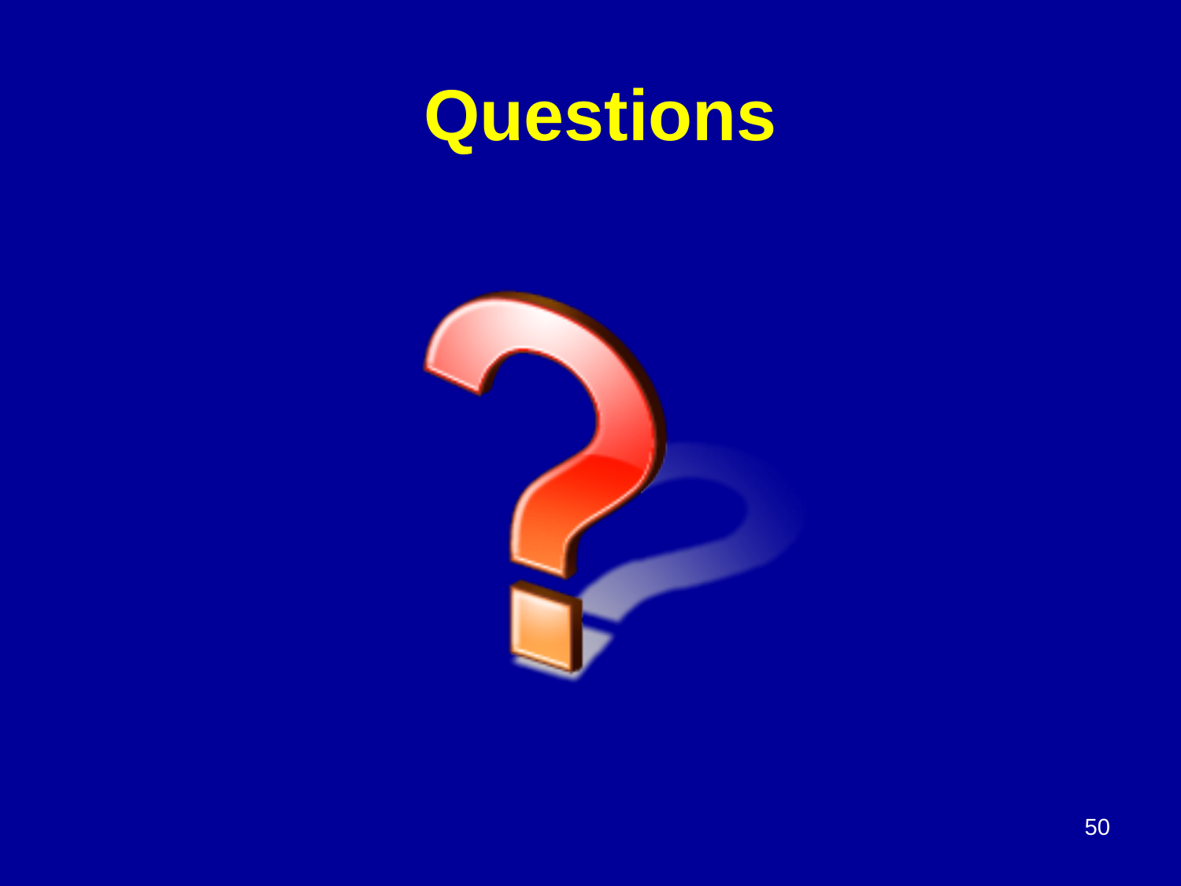# Questions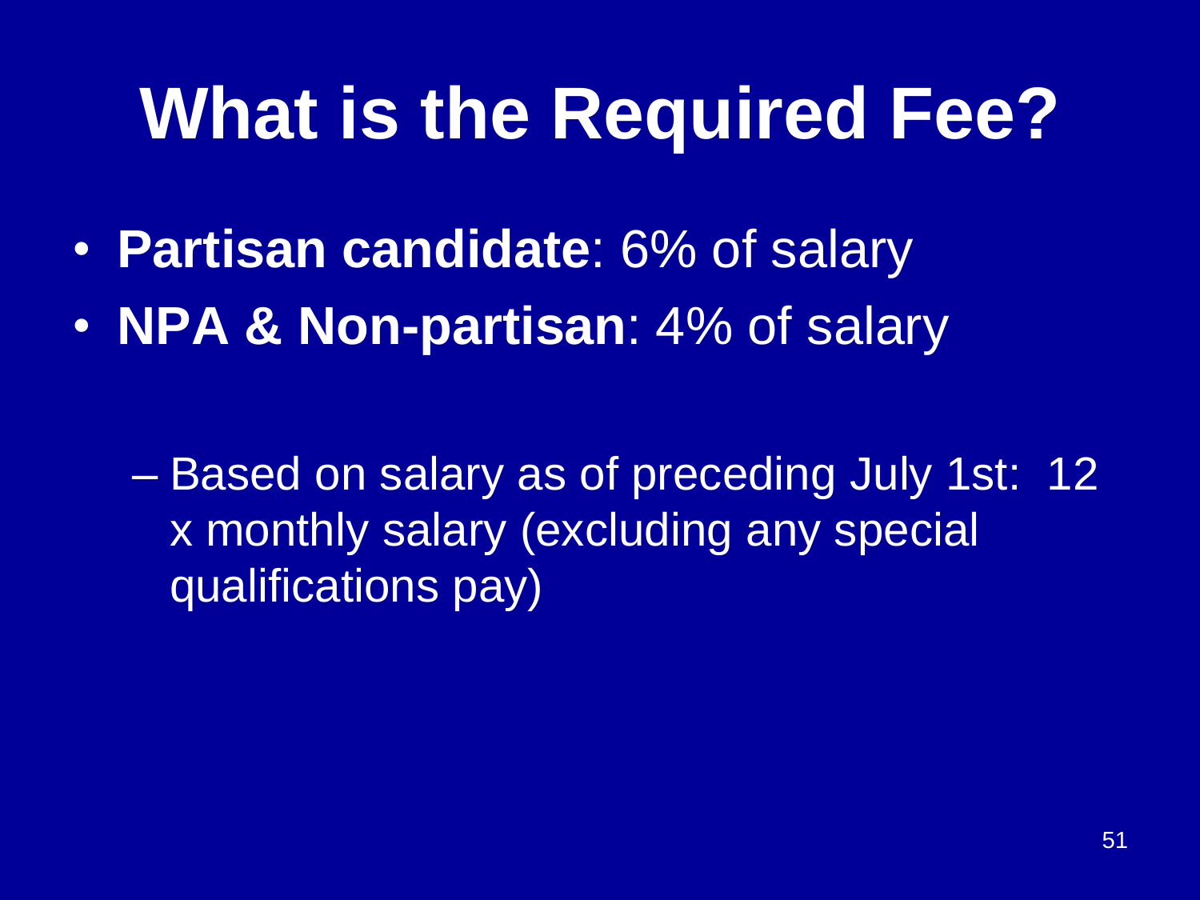# What is the Required Fee?

- **Partisan candidate**: 6% of salary
- **NPA & Non-partisan**: 4% of salary

  – Based on salary as of preceding July 1st: 12 x monthly salary (excluding any special qualifications pay)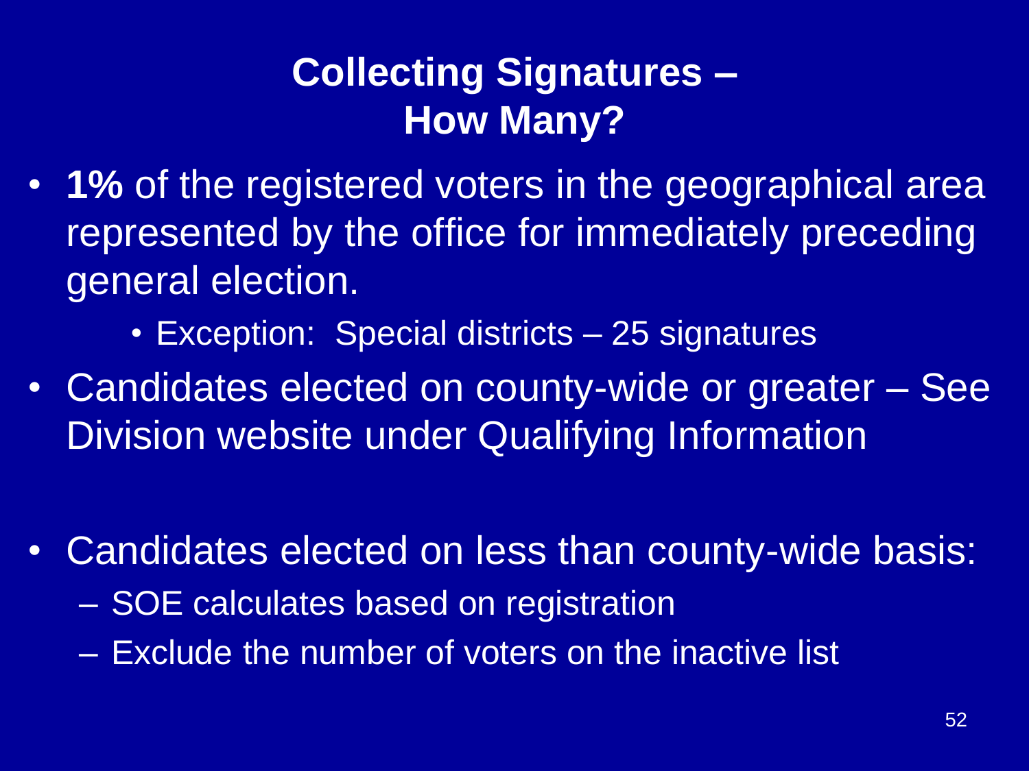# Collecting Signatures – How Many?

- **1%** of the registered voters in the geographical area represented by the office for immediately preceding general election.
  - Exception: Special districts – 25 signatures
- Candidates elected on county-wide or greater – See Division website under Qualifying Information
- Candidates elected on less than county-wide basis:
  - SOE calculates based on registration
  - Exclude the number of voters on the inactive list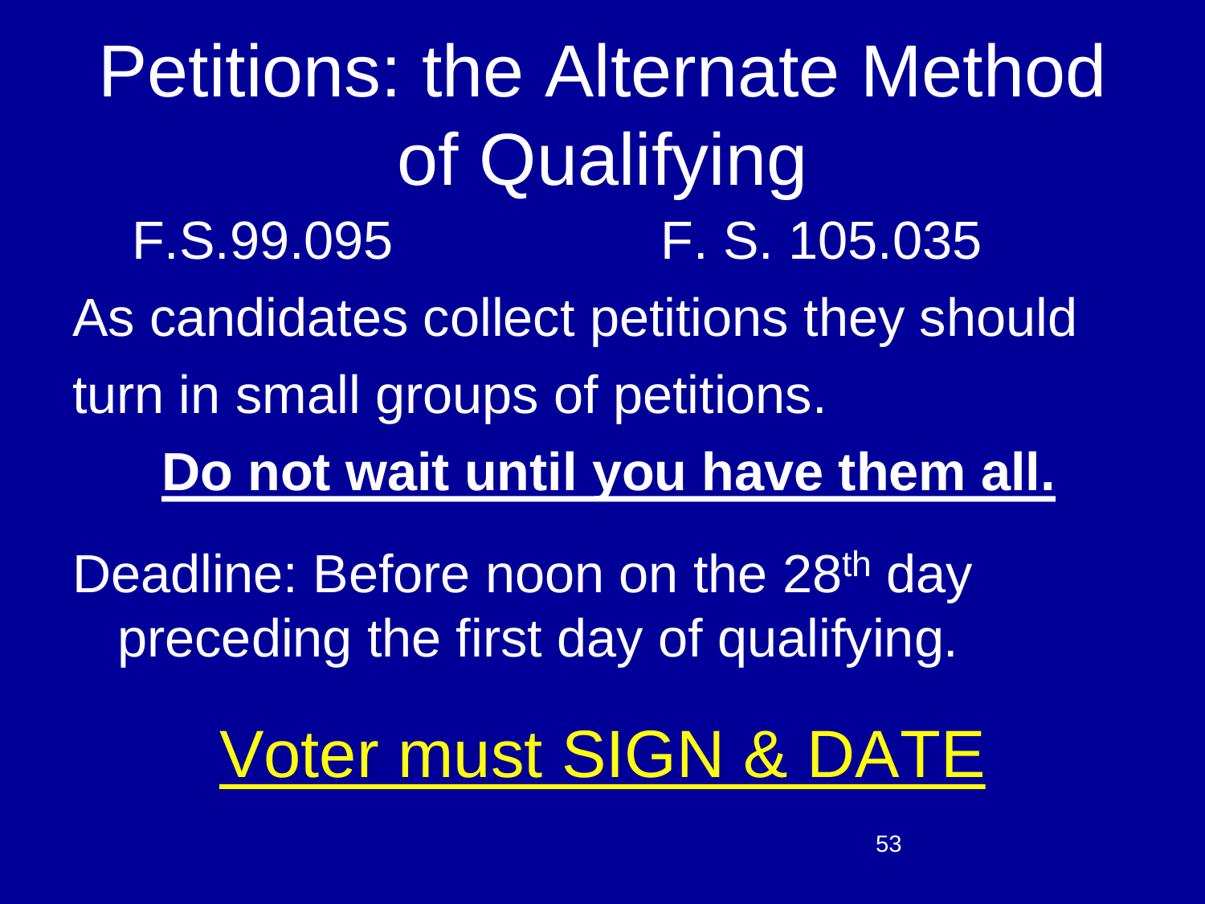# Petitions: the Alternate Method of Qualifying

F.S.99.095 F. S. 105.035

As candidates collect petitions they should turn in small groups of petitions.

**Do not wait until you have them all.**

Deadline: Before noon on the 28th day preceding the first day of qualifying.

Voter must SIGN & DATE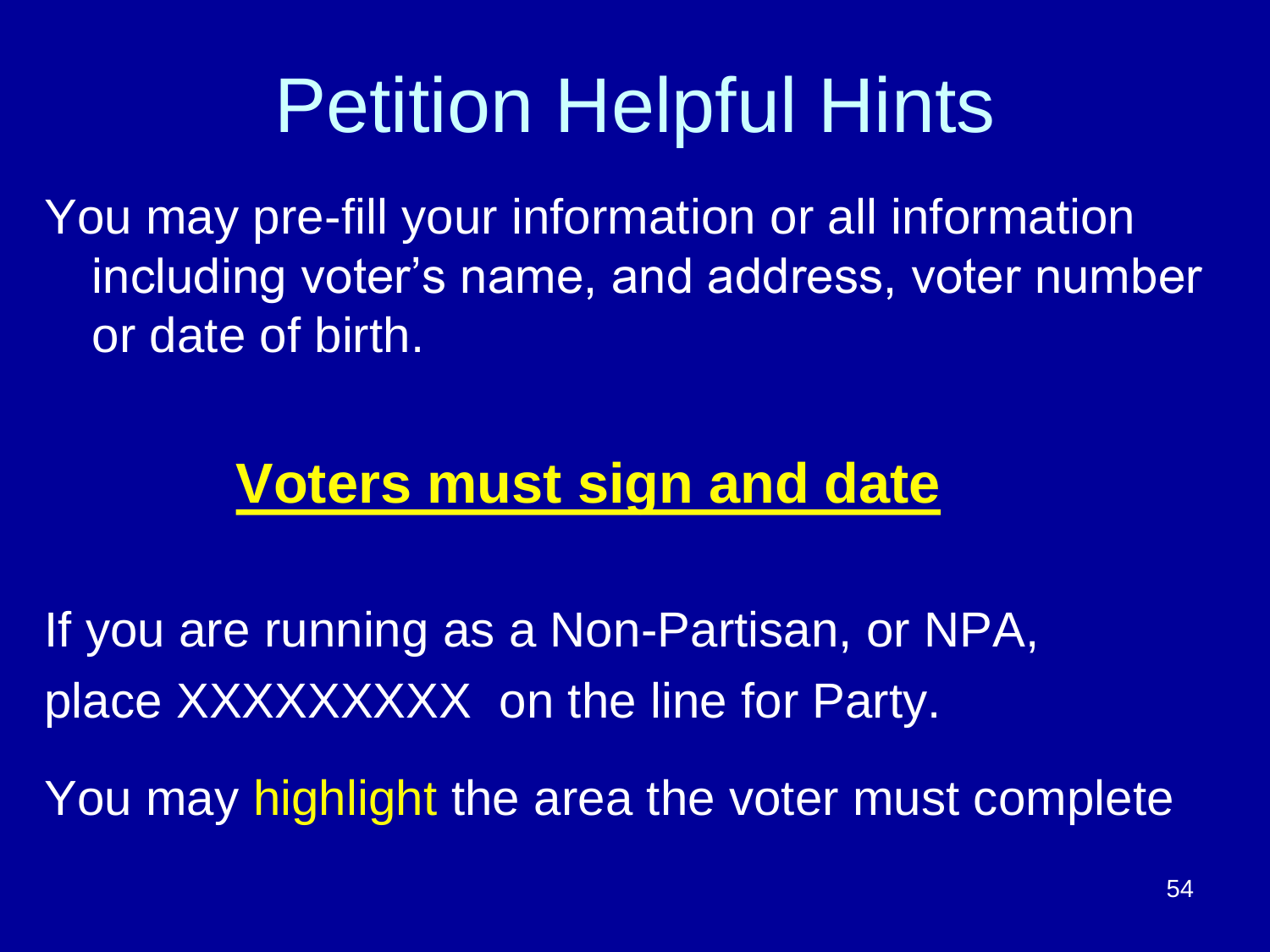# Petition Helpful Hints

You may pre-fill your information or all information including voter's name, and address, voter number or date of birth.

**Voters must sign and date**

If you are running as a Non-Partisan, or NPA, place XXXXXXXXX on the line for Party.

You may highlight the area the voter must complete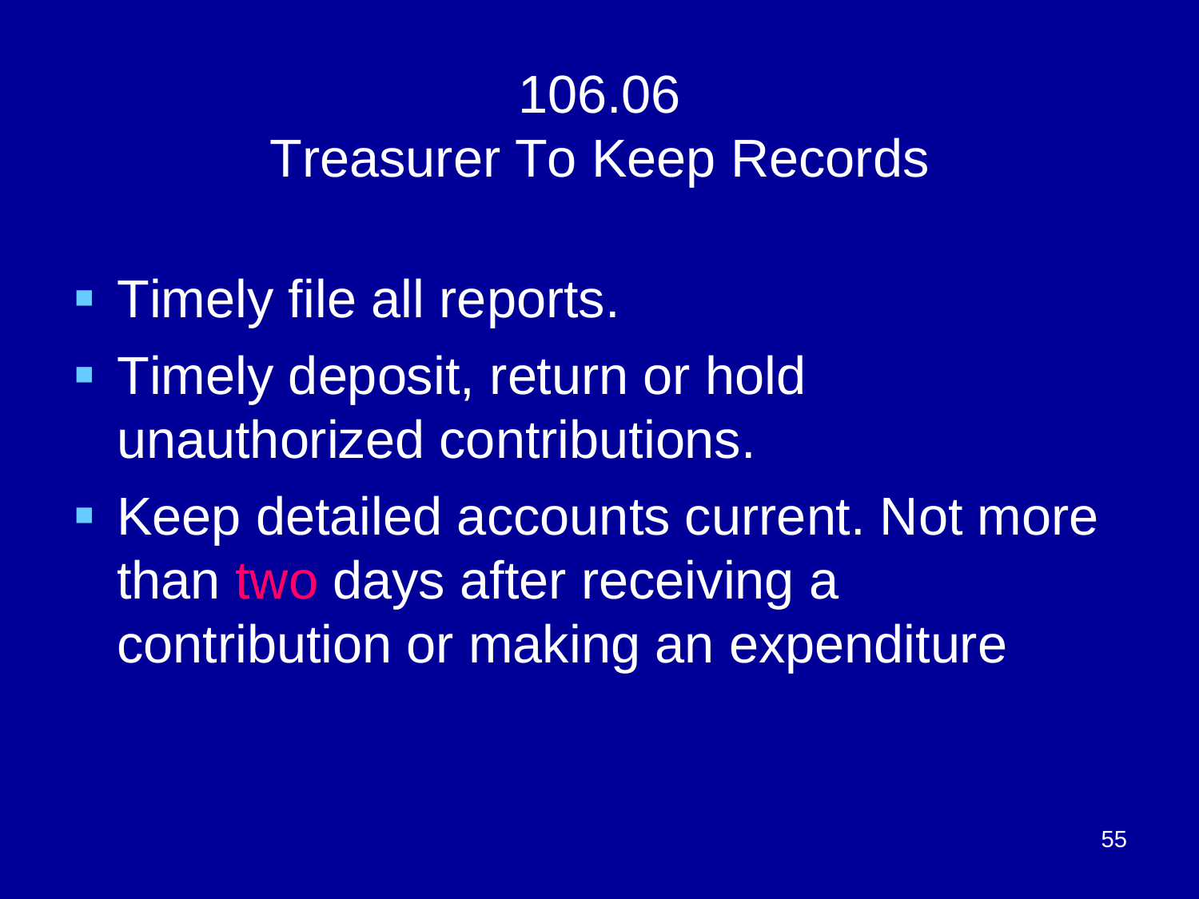# 106.06
## Treasurer To Keep Records

- Timely file all reports.
- Timely deposit, return or hold unauthorized contributions.
- Keep detailed accounts current. Not more than two days after receiving a contribution or making an expenditure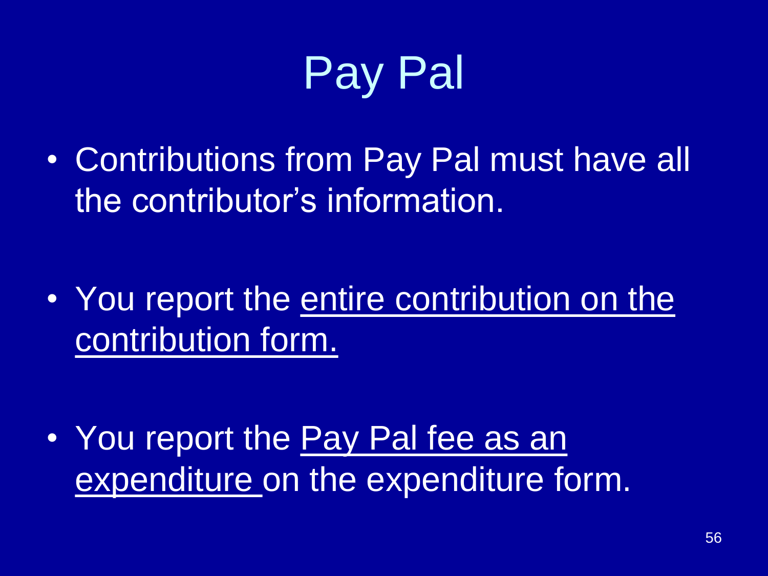# Pay Pal

- Contributions from Pay Pal must have all the contributor's information.

- You report the <u>entire contribution on the contribution form.</u>

- You report the <u>Pay Pal fee as an expenditure</u> on the expenditure form.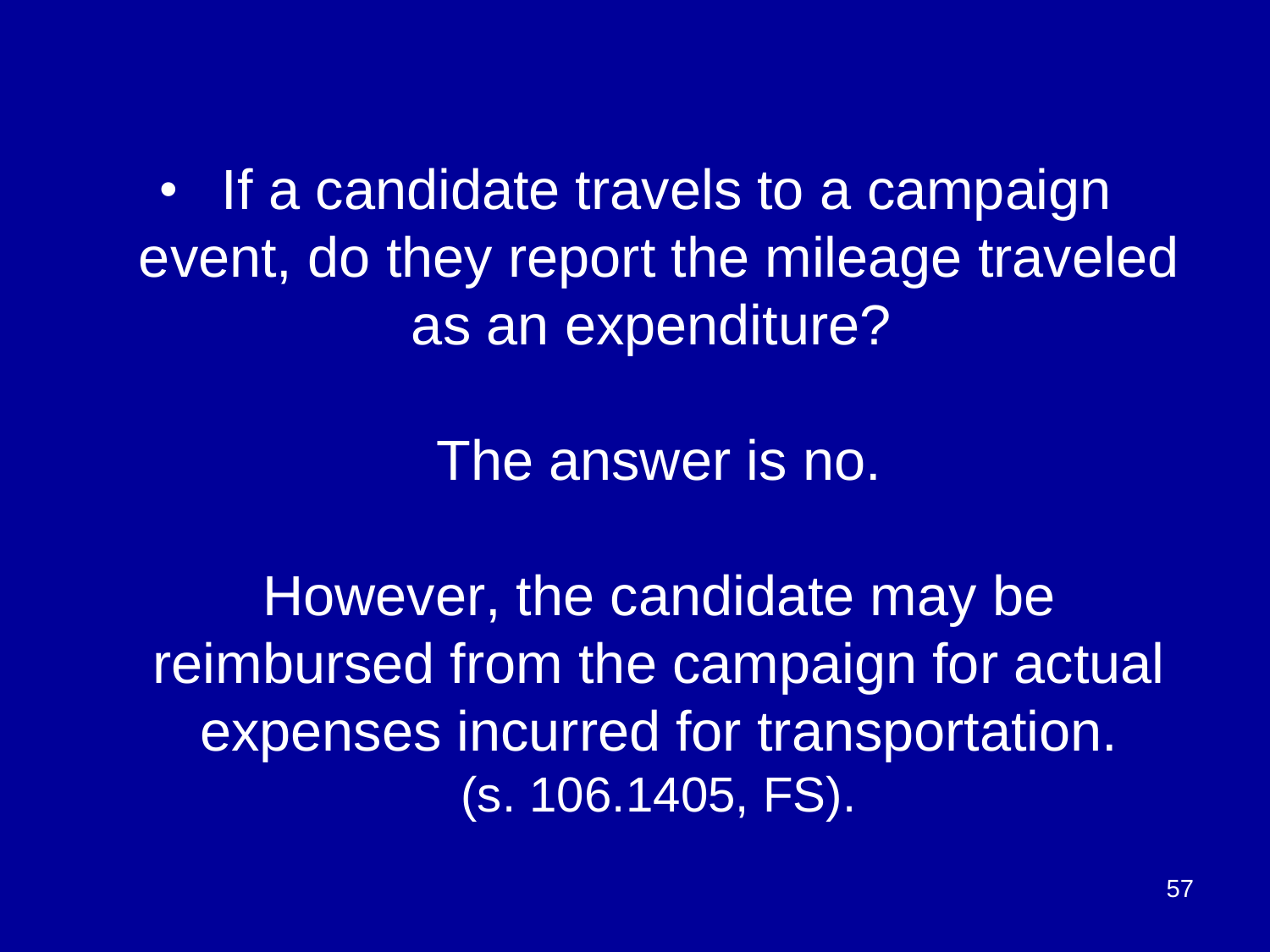- If a candidate travels to a campaign event, do they report the mileage traveled as an expenditure?

The answer is no.

However, the candidate may be reimbursed from the campaign for actual expenses incurred for transportation. (s. 106.1405, FS).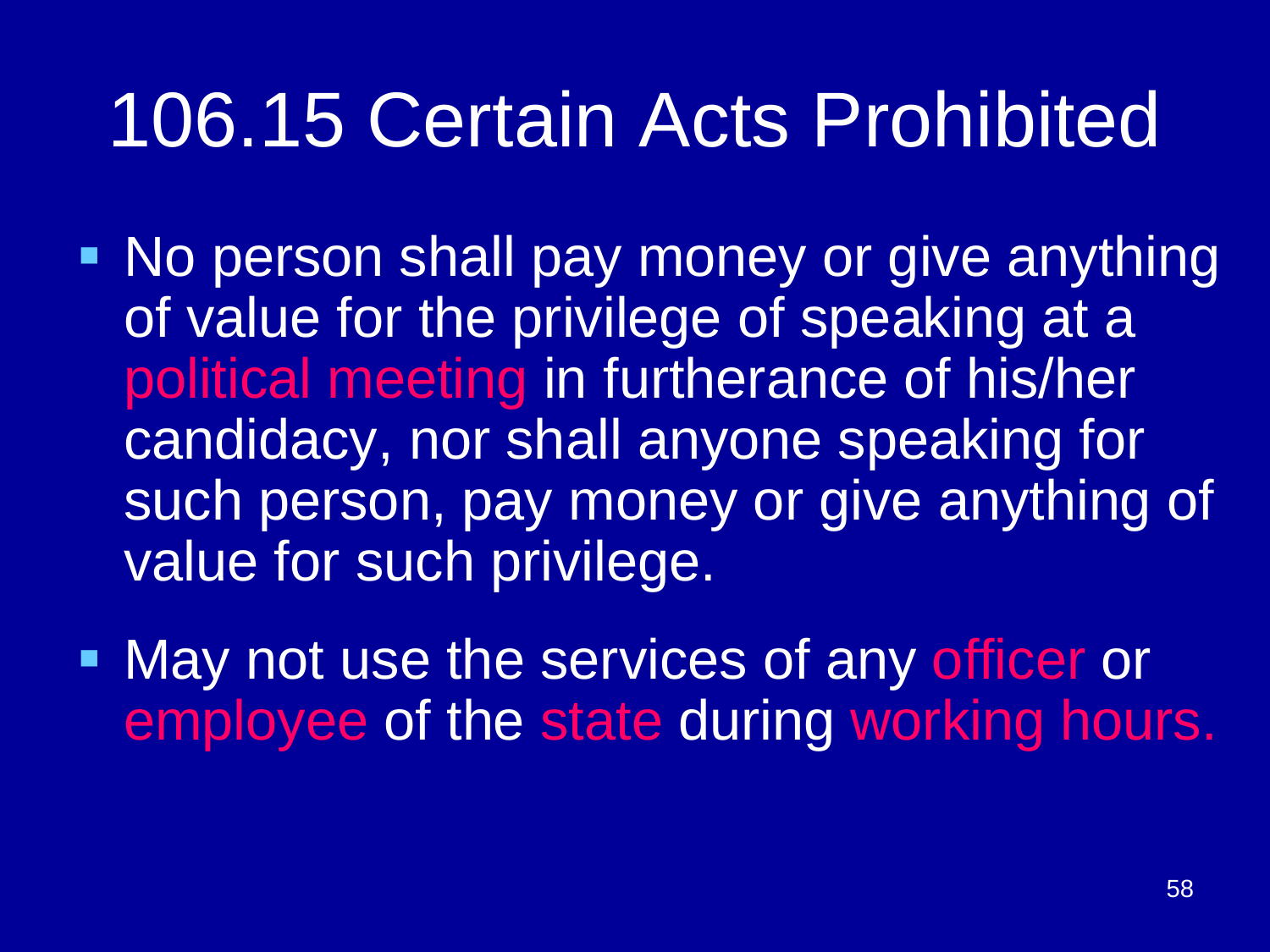# 106.15 Certain Acts Prohibited

- No person shall pay money or give anything of value for the privilege of speaking at a political meeting in furtherance of his/her candidacy, nor shall anyone speaking for such person, pay money or give anything of value for such privilege.
- May not use the services of any officer or employee of the state during working hours.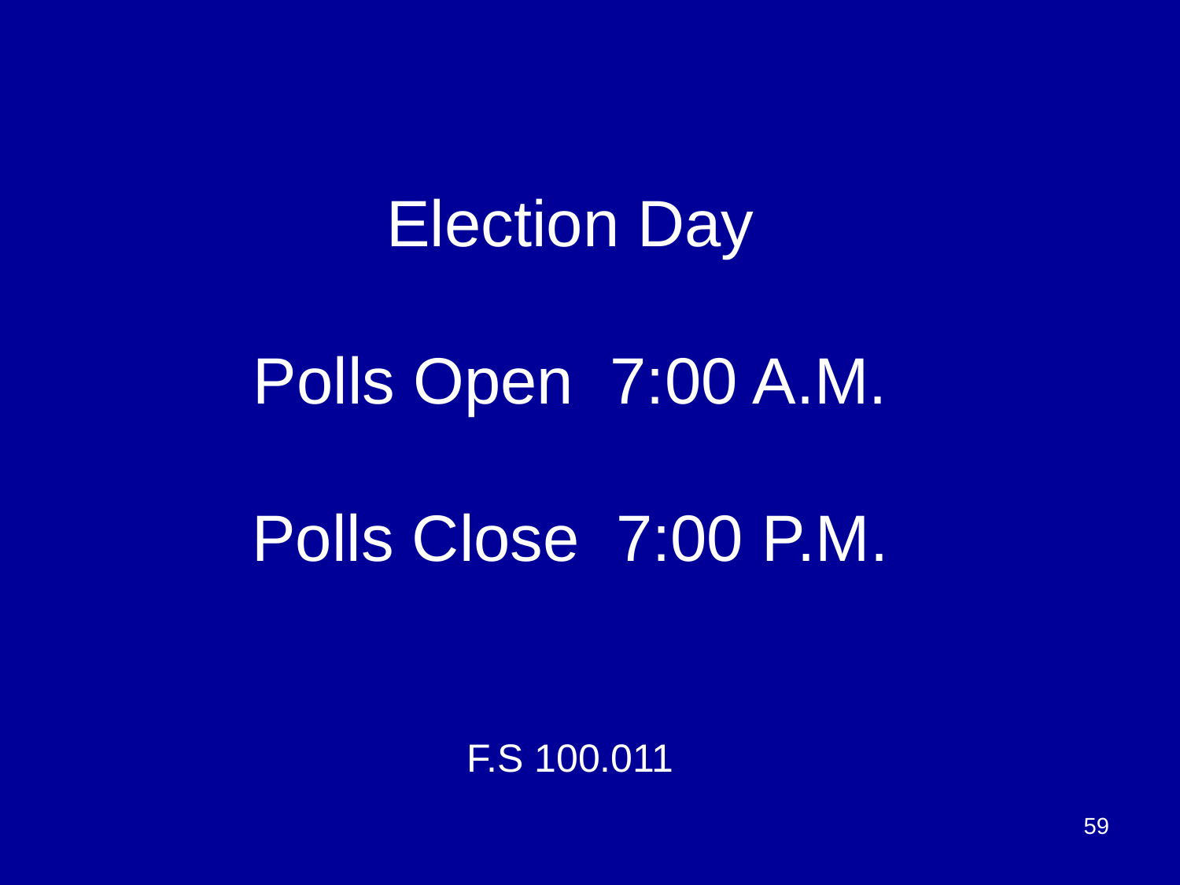# Election Day

Polls Open 7:00 A.M.

Polls Close 7:00 P.M.

F.S 100.011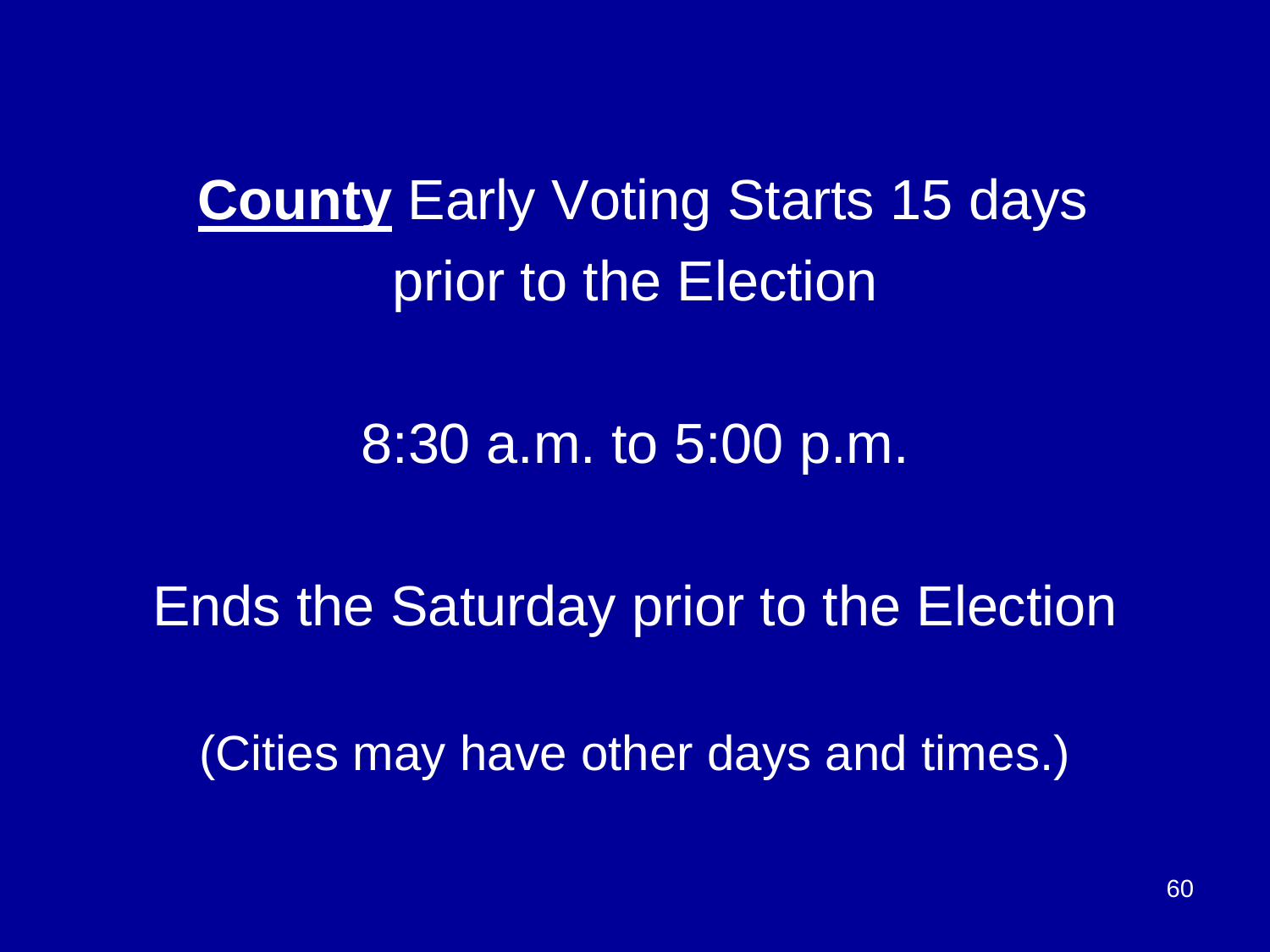**County** Early Voting Starts 15 days prior to the Election

8:30 a.m. to 5:00 p.m.

Ends the Saturday prior to the Election

(Cities may have other days and times.)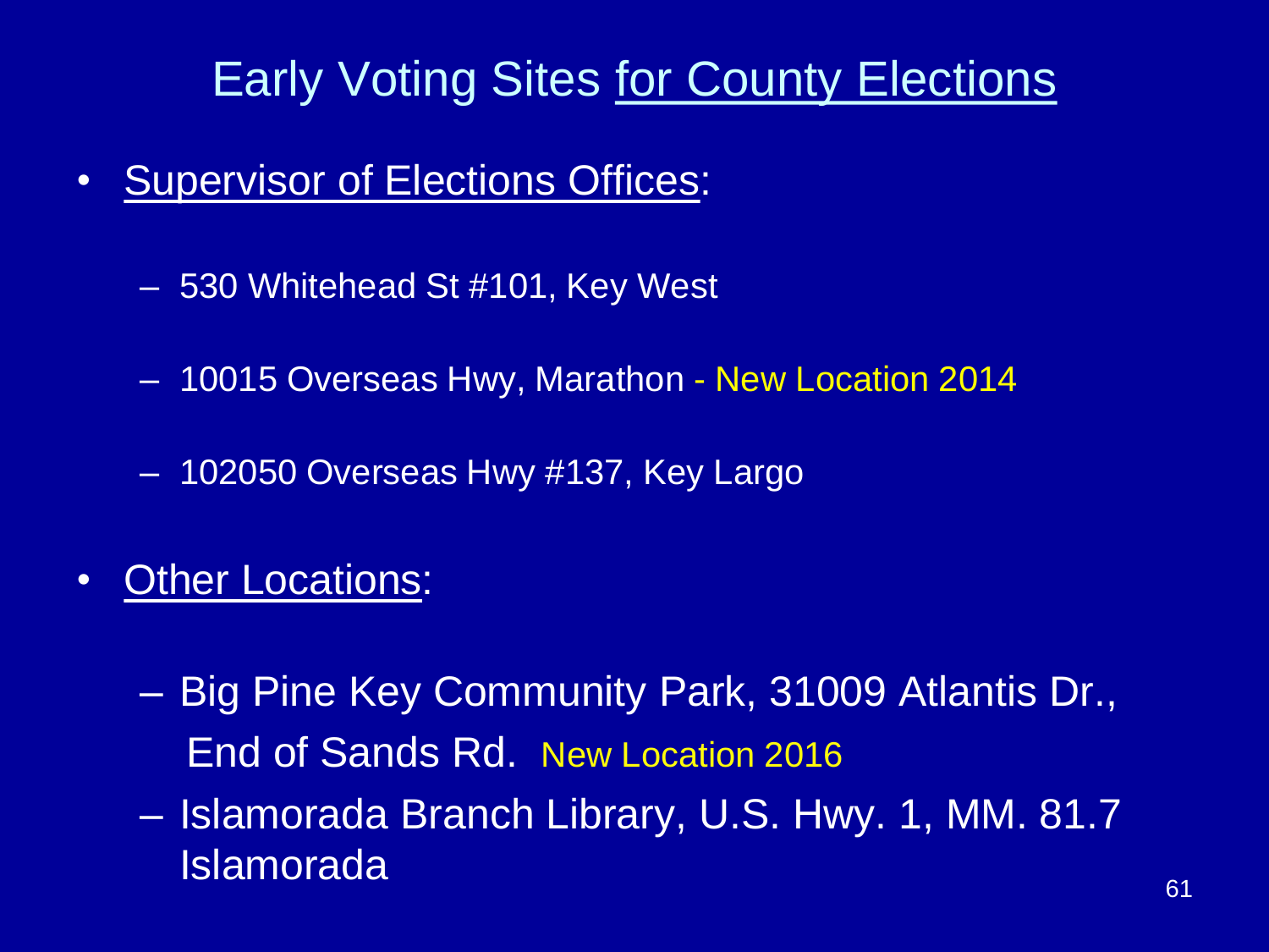# Early Voting Sites for County Elections

- Supervisor of Elections Offices:
  - 530 Whitehead St #101, Key West
  - 10015 Overseas Hwy, Marathon - New Location 2014
  - 102050 Overseas Hwy #137, Key Largo
- Other Locations:
  - Big Pine Key Community Park, 31009 Atlantis Dr., End of Sands Rd. New Location 2016
  - Islamorada Branch Library, U.S. Hwy. 1, MM. 81.7 Islamorada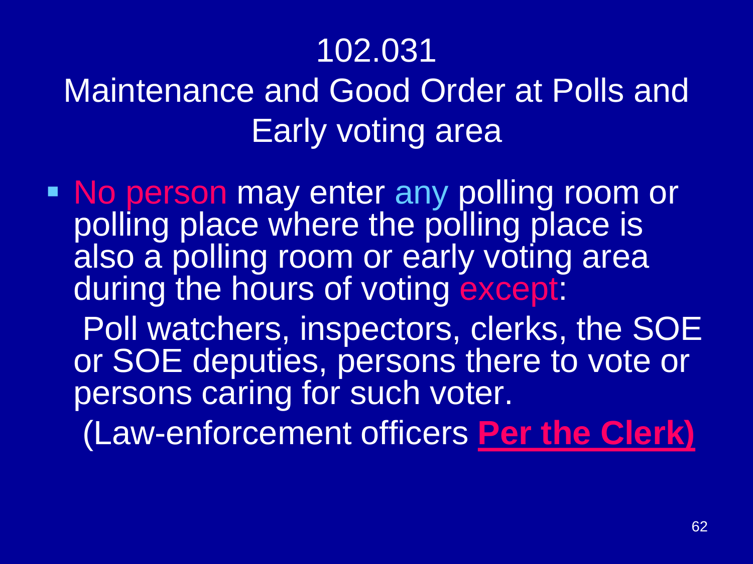# 102.031

## Maintenance and Good Order at Polls and Early voting area

- No person may enter any polling room or polling place where the polling place is also a polling room or early voting area during the hours of voting except:

  Poll watchers, inspectors, clerks, the SOE or SOE deputies, persons there to vote or persons caring for such voter.

  (Law-enforcement officers **Per the Clerk)**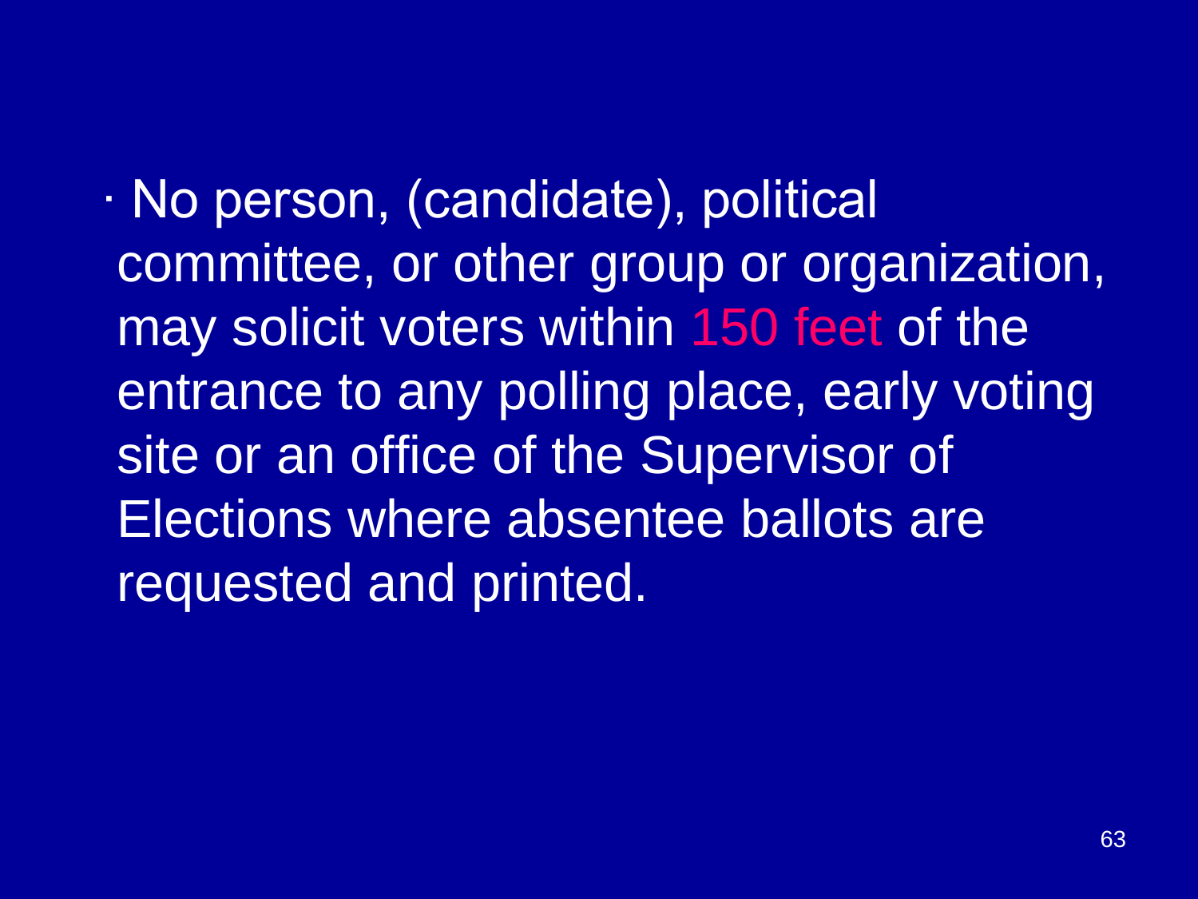- No person, (candidate), political committee, or other group or organization, may solicit voters within 150 feet of the entrance to any polling place, early voting site or an office of the Supervisor of Elections where absentee ballots are requested and printed.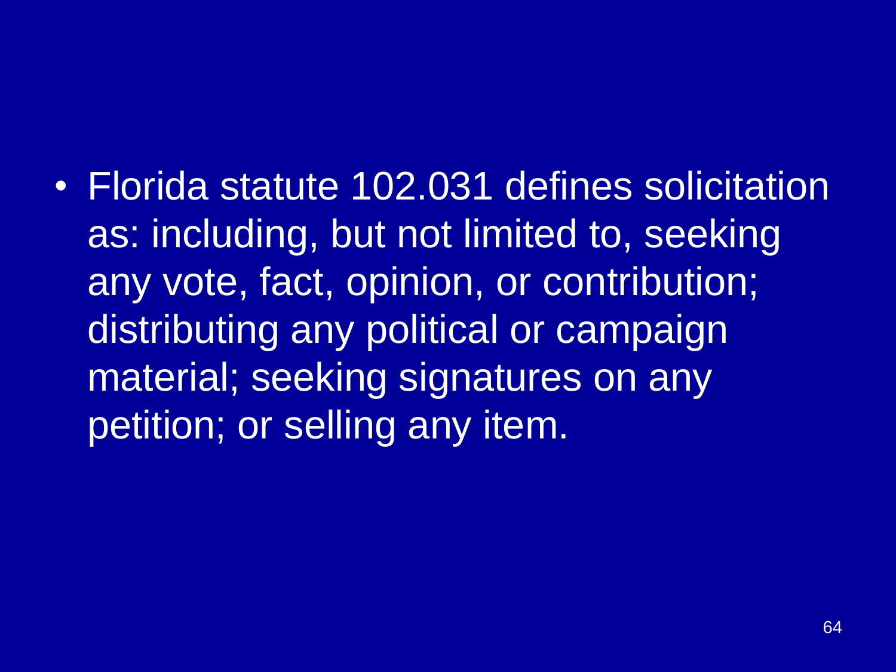- Florida statute 102.031 defines solicitation as: including, but not limited to, seeking any vote, fact, opinion, or contribution; distributing any political or campaign material; seeking signatures on any petition; or selling any item.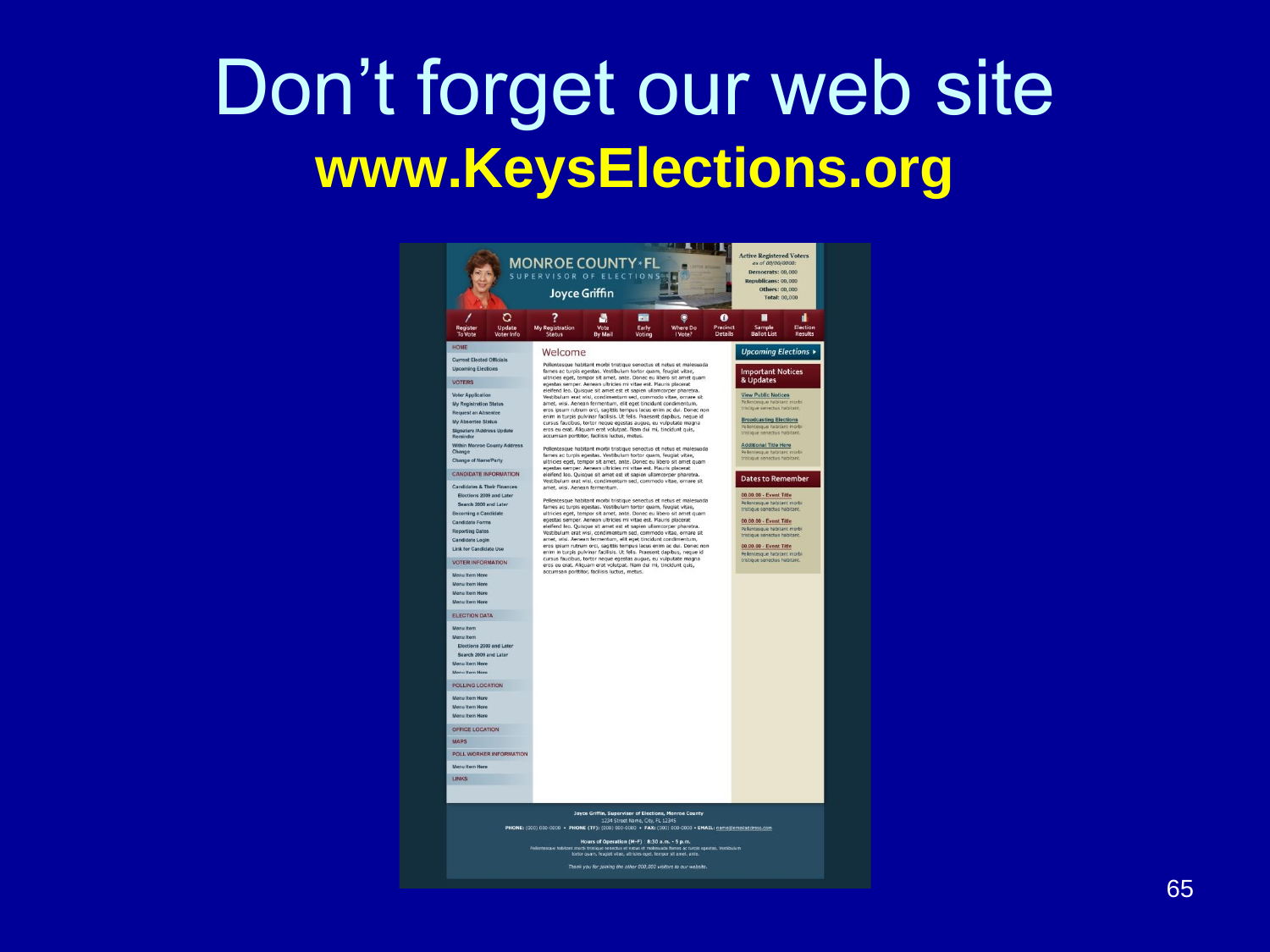# Don’t forget our web site

**www.KeysElections.org**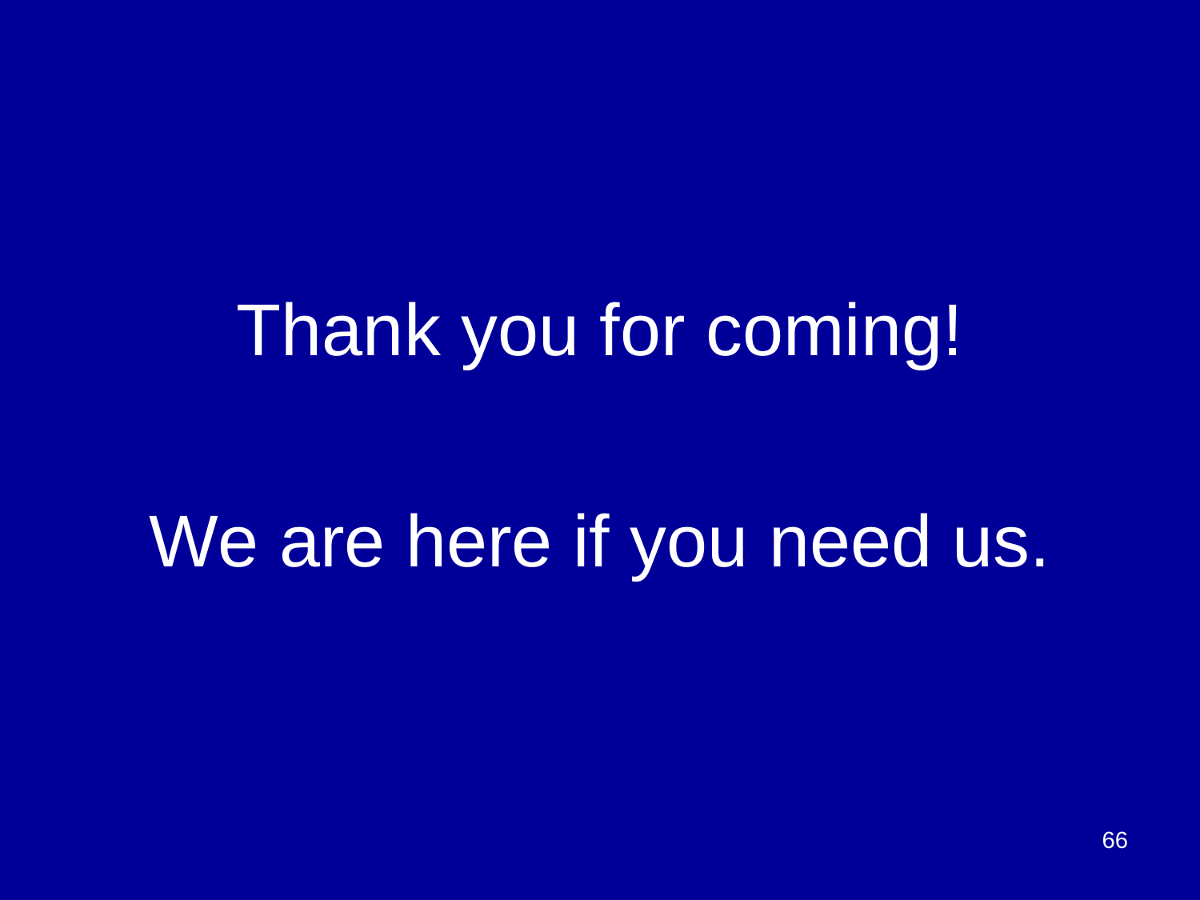Thank you for coming!

We are here if you need us.